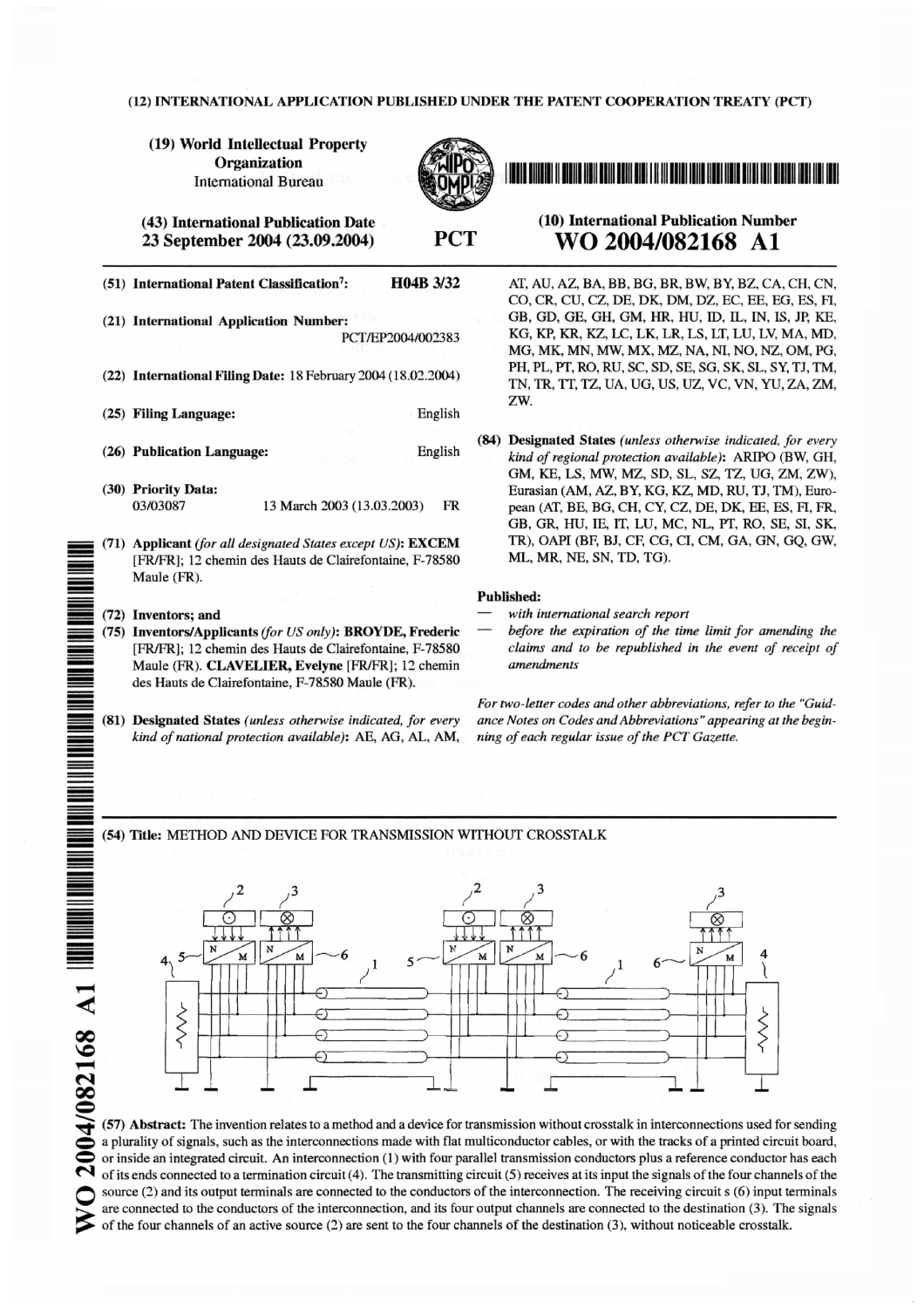(12) INTERNATIONAL APPLICATION PUBLISHED UNDER THE PATENT COOPERATION TREATY (PCT)

(19) **World Intellectual Property Organization**
International Bureau

(43) **International Publication Date**
**23 September 2004 (23.09.2004)**

**PCT**

(10) **International Publication Number**
**WO 2004/082168 A1**

(51) **International Patent Classification⁷:** **H04B 3/32**

(21) **International Application Number:** PCT/EP2004/002383

(22) **International Filing Date:** 18 February 2004 (18.02.2004)

(25) **Filing Language:** English

(26) **Publication Language:** English

(30) **Priority Data:**
03/03087 13 March 2003 (13.03.2003) FR

(71) **Applicant** *(for all designated States except US)*: **EXCEM** [FR/FR]; 12 chemin des Hauts de Clairefontaine, F-78580 Maule (FR).

(72) **Inventors; and**

(75) **Inventors/Applicants** *(for US only)*: **BROYDE, Frederic** [FR/FR]; 12 chemin des Hauts de Clairefontaine, F-78580 Maule (FR). **CLAVELIER, Evelyne** [FR/FR]; 12 chemin des Hauts de Clairefontaine, F-78580 Maule (FR).

(81) **Designated States** *(unless otherwise indicated, for every kind of national protection available)*: AE, AG, AL, AM, AT, AU, AZ, BA, BB, BG, BR, BW, BY, BZ, CA, CH, CN, CO, CR, CU, CZ, DE, DK, DM, DZ, EC, EE, EG, ES, FI, GB, GD, GE, GH, GM, HR, HU, ID, IL, IN, IS, JP, KE, KG, KP, KR, KZ, LC, LK, LR, LS, LT, LU, LV, MA, MD, MG, MK, MN, MW, MX, MZ, NA, NI, NO, NZ, OM, PG, PH, PL, PT, RO, RU, SC, SD, SE, SG, SK, SL, SY, TJ, TM, TN, TR, TT, TZ, UA, UG, US, UZ, VC, VN, YU, ZA, ZM, ZW.

(84) **Designated States** *(unless otherwise indicated, for every kind of regional protection available)*: ARIPO (BW, GH, GM, KE, LS, MW, MZ, SD, SL, SZ, TZ, UG, ZM, ZW), Eurasian (AM, AZ, BY, KG, KZ, MD, RU, TJ, TM), European (AT, BE, BG, CH, CY, CZ, DE, DK, EE, ES, FI, FR, GB, GR, HU, IE, IT, LU, MC, NL, PT, RO, SE, SI, SK, TR), OAPI (BF, BJ, CF, CG, CI, CM, GA, GN, GQ, GW, ML, MR, NE, SN, TD, TG).

**Published:**
— *with international search report*
— *before the expiration of the time limit for amending the claims and to be republished in the event of receipt of amendments*

*For two-letter codes and other abbreviations, refer to the "Guidance Notes on Codes and Abbreviations" appearing at the beginning of each regular issue of the PCT Gazette.*

(54) **Title:** METHOD AND DEVICE FOR TRANSMISSION WITHOUT CROSSTALK

(57) **Abstract:** The invention relates to a method and a device for transmission without crosstalk in interconnections used for sending a plurality of signals, such as the interconnections made with flat multiconductor cables, or with the tracks of a printed circuit board, or inside an integrated circuit. An interconnection (1) with four parallel transmission conductors plus a reference conductor has each of its ends connected to a termination circuit (4). The transmitting circuit (5) receives at its input the signals of the four channels of the source (2) and its output terminals are connected to the conductors of the interconnection. The receiving circuit s (6) input terminals are connected to the conductors of the interconnection, and its four output channels are connected to the destination (3). The signals of the four channels of an active source (2) are sent to the four channels of the destination (3), without noticeable crosstalk.

WO 2004/082168 A1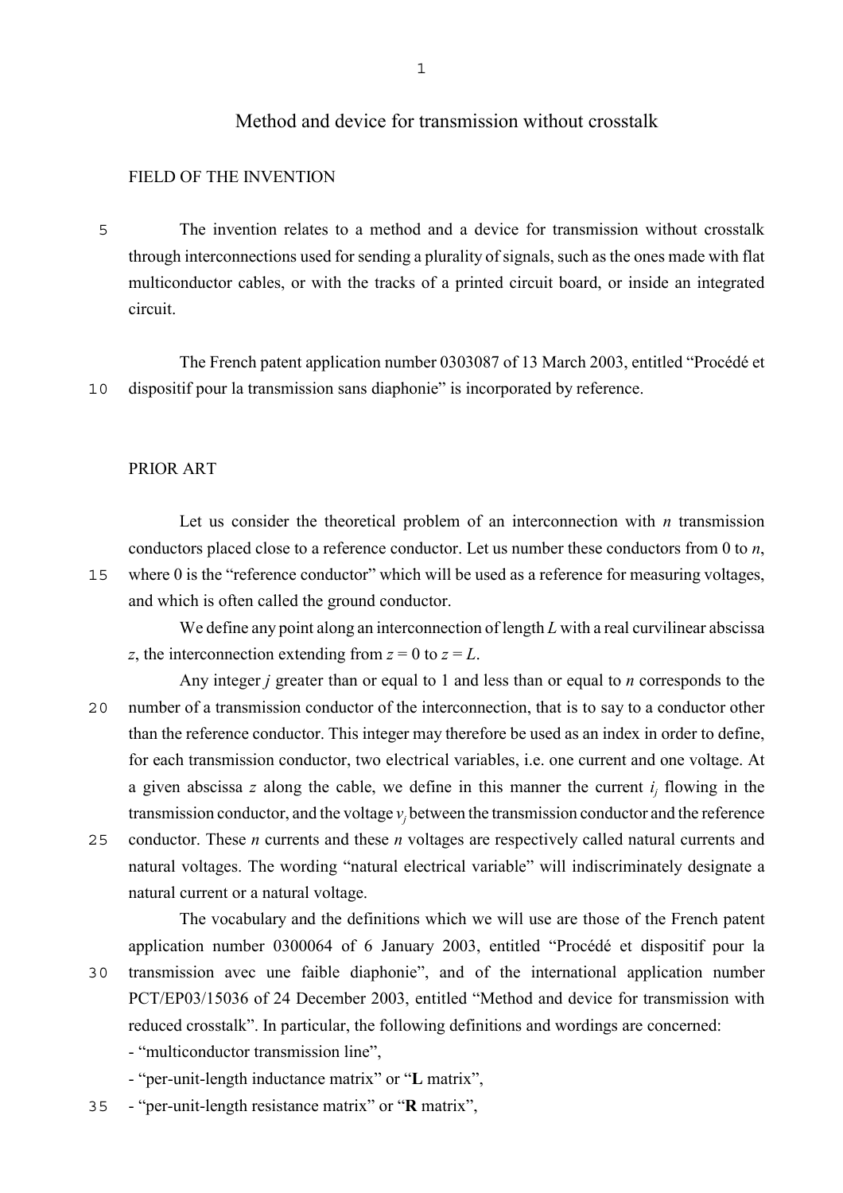# Method and device for transmission without crosstalk

## FIELD OF THE INVENTION

The invention relates to a method and a device for transmission without crosstalk through interconnections used for sending a plurality of signals, such as the ones made with flat multiconductor cables, or with the tracks of a printed circuit board, or inside an integrated circuit.

The French patent application number 0303087 of 13 March 2003, entitled "Procédé et dispositif pour la transmission sans diaphonie" is incorporated by reference.

## PRIOR ART

Let us consider the theoretical problem of an interconnection with $n$ transmission conductors placed close to a reference conductor. Let us number these conductors from 0 to $n$, where 0 is the "reference conductor" which will be used as a reference for measuring voltages, and which is often called the ground conductor.

We define any point along an interconnection of length $L$ with a real curvilinear abscissa $z$, the interconnection extending from $z = 0$ to $z = L$.

Any integer $j$ greater than or equal to 1 and less than or equal to $n$ corresponds to the number of a transmission conductor of the interconnection, that is to say to a conductor other than the reference conductor. This integer may therefore be used as an index in order to define, for each transmission conductor, two electrical variables, i.e. one current and one voltage. At a given abscissa $z$ along the cable, we define in this manner the current $i_j$ flowing in the transmission conductor, and the voltage $v_j$ between the transmission conductor and the reference conductor. These $n$ currents and these $n$ voltages are respectively called natural currents and natural voltages. The wording "natural electrical variable" will indiscriminately designate a natural current or a natural voltage.

The vocabulary and the definitions which we will use are those of the French patent application number 0300064 of 6 January 2003, entitled "Procédé et dispositif pour la transmission avec une faible diaphonie", and of the international application number PCT/EP03/15036 of 24 December 2003, entitled "Method and device for transmission with reduced crosstalk". In particular, the following definitions and wordings are concerned:

- "multiconductor transmission line",
- "per-unit-length inductance matrix" or "**L** matrix",
- "per-unit-length resistance matrix" or "**R** matrix",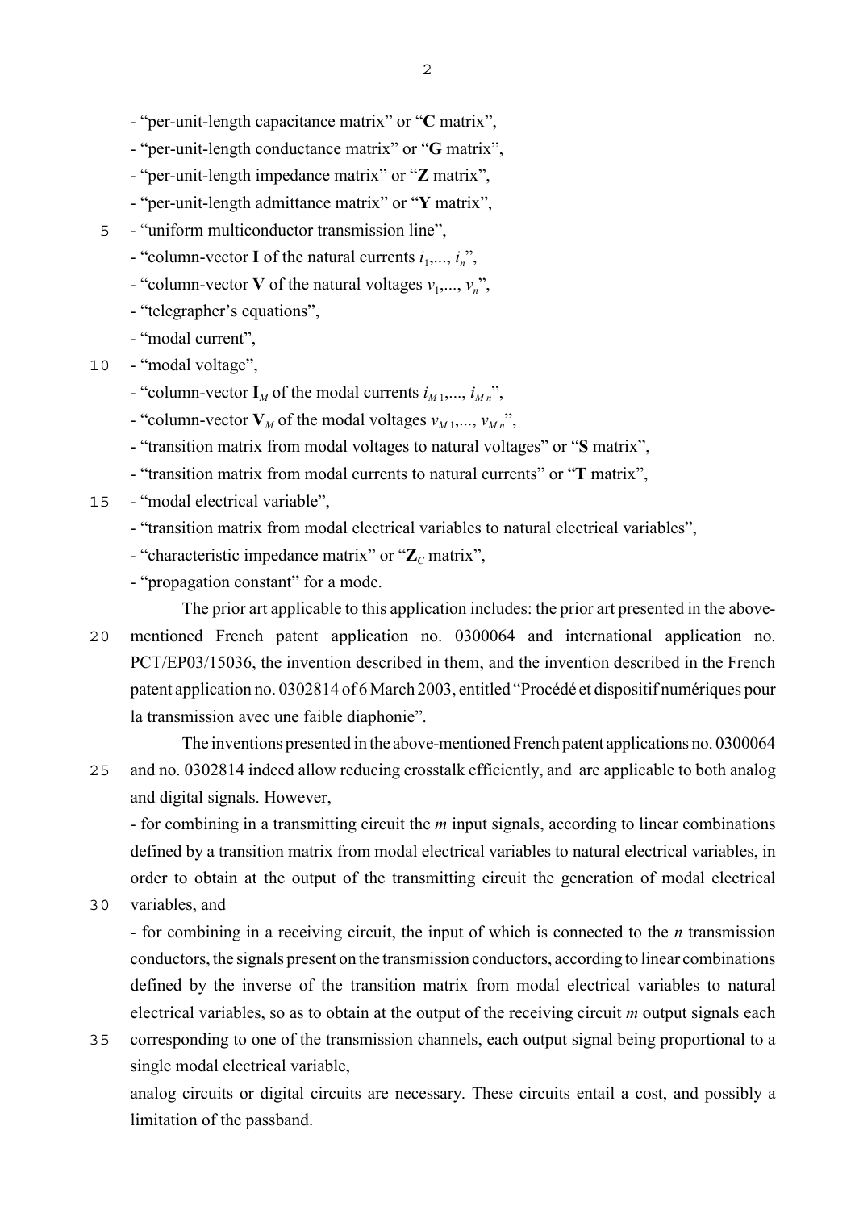- "per-unit-length capacitance matrix" or "**C** matrix",
- "per-unit-length conductance matrix" or "**G** matrix",
- "per-unit-length impedance matrix" or "**Z** matrix",
- "per-unit-length admittance matrix" or "**Y** matrix",
- "uniform multiconductor transmission line",
- "column-vector **I** of the natural currents $i_1$,..., $i_n$",
- "column-vector **V** of the natural voltages $v_1$,..., $v_n$",
- "telegrapher's equations",
- "modal current",
- "modal voltage",
- "column-vector $\mathbf{I}_M$ of the modal currents $i_{M\,1}$,..., $i_{M\,n}$",
- "column-vector $\mathbf{V}_M$ of the modal voltages $v_{M\,1}$,..., $v_{M\,n}$",
- "transition matrix from modal voltages to natural voltages" or "**S** matrix",
- "transition matrix from modal currents to natural currents" or "**T** matrix",
- "modal electrical variable",
- "transition matrix from modal electrical variables to natural electrical variables",
- "characteristic impedance matrix" or "$\mathbf{Z}_C$ matrix",
- "propagation constant" for a mode.

The prior art applicable to this application includes: the prior art presented in the above-mentioned French patent application no. 0300064 and international application no. PCT/EP03/15036, the invention described in them, and the invention described in the French patent application no. 0302814 of 6 March 2003, entitled "Procédé et dispositif numériques pour la transmission avec une faible diaphonie".

The inventions presented in the above-mentioned French patent applications no. 0300064 and no. 0302814 indeed allow reducing crosstalk efficiently, and are applicable to both analog and digital signals. However,

- for combining in a transmitting circuit the *m* input signals, according to linear combinations defined by a transition matrix from modal electrical variables to natural electrical variables, in order to obtain at the output of the transmitting circuit the generation of modal electrical variables, and

- for combining in a receiving circuit, the input of which is connected to the *n* transmission conductors, the signals present on the transmission conductors, according to linear combinations defined by the inverse of the transition matrix from modal electrical variables to natural electrical variables, so as to obtain at the output of the receiving circuit *m* output signals each corresponding to one of the transmission channels, each output signal being proportional to a single modal electrical variable,

analog circuits or digital circuits are necessary. These circuits entail a cost, and possibly a limitation of the passband.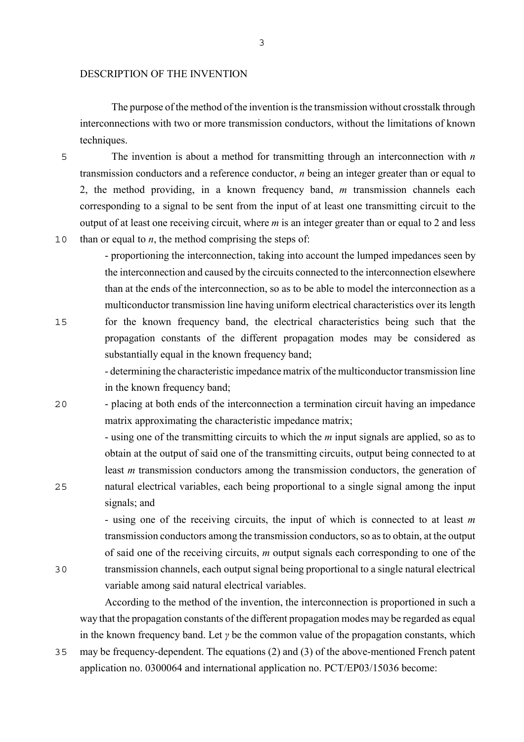## DESCRIPTION OF THE INVENTION

The purpose of the method of the invention is the transmission without crosstalk through interconnections with two or more transmission conductors, without the limitations of known techniques.

The invention is about a method for transmitting through an interconnection with *n* transmission conductors and a reference conductor, *n* being an integer greater than or equal to 2, the method providing, in a known frequency band, *m* transmission channels each corresponding to a signal to be sent from the input of at least one transmitting circuit to the output of at least one receiving circuit, where *m* is an integer greater than or equal to 2 and less than or equal to *n*, the method comprising the steps of:

- proportioning the interconnection, taking into account the lumped impedances seen by the interconnection and caused by the circuits connected to the interconnection elsewhere than at the ends of the interconnection, so as to be able to model the interconnection as a multiconductor transmission line having uniform electrical characteristics over its length for the known frequency band, the electrical characteristics being such that the propagation constants of the different propagation modes may be considered as substantially equal in the known frequency band;
- determining the characteristic impedance matrix of the multiconductor transmission line in the known frequency band;
- placing at both ends of the interconnection a termination circuit having an impedance matrix approximating the characteristic impedance matrix;
- using one of the transmitting circuits to which the *m* input signals are applied, so as to obtain at the output of said one of the transmitting circuits, output being connected to at least *m* transmission conductors among the transmission conductors, the generation of natural electrical variables, each being proportional to a single signal among the input signals; and
- using one of the receiving circuits, the input of which is connected to at least *m* transmission conductors among the transmission conductors, so as to obtain, at the output of said one of the receiving circuits, *m* output signals each corresponding to one of the transmission channels, each output signal being proportional to a single natural electrical variable among said natural electrical variables.

According to the method of the invention, the interconnection is proportioned in such a way that the propagation constants of the different propagation modes may be regarded as equal in the known frequency band. Let $\gamma$ be the common value of the propagation constants, which may be frequency-dependent. The equations (2) and (3) of the above-mentioned French patent application no. 0300064 and international application no. PCT/EP03/15036 become: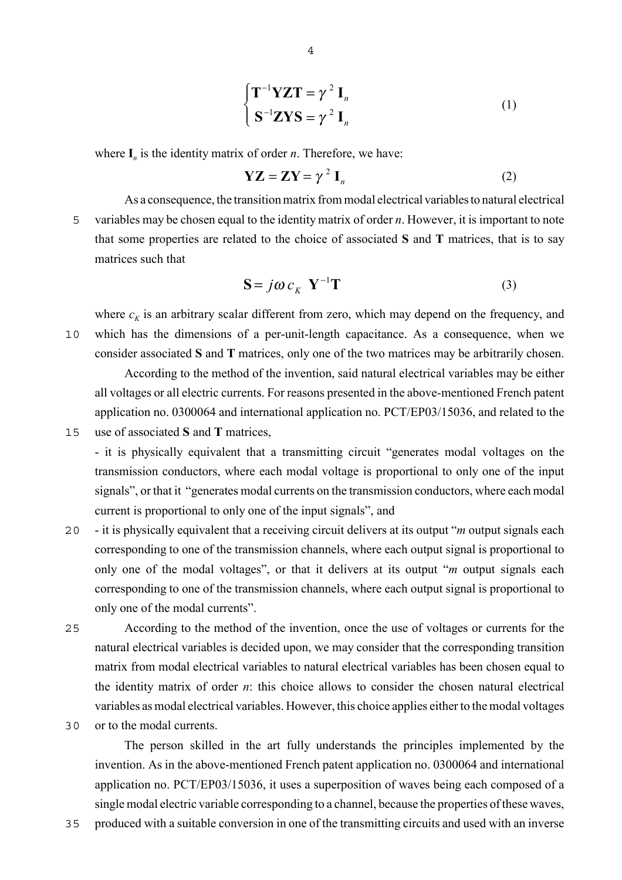$$\begin{cases} \mathbf{T}^{-1}\mathbf{YZT} = \gamma^2 \, \mathbf{I}_n \\ \mathbf{S}^{-1}\mathbf{ZYS} = \gamma^2 \, \mathbf{I}_n \end{cases} \tag{1}$$

where $\mathbf{I}_n$ is the identity matrix of order *n*. Therefore, we have:

$$\mathbf{YZ} = \mathbf{ZY} = \gamma^2 \, \mathbf{I}_n \tag{2}$$

As a consequence, the transition matrix from modal electrical variables to natural electrical variables may be chosen equal to the identity matrix of order *n*. However, it is important to note that some properties are related to the choice of associated **S** and **T** matrices, that is to say matrices such that

$$\mathbf{S} = j\omega \, c_K \; \mathbf{Y}^{-1}\mathbf{T} \tag{3}$$

where $c_K$ is an arbitrary scalar different from zero, which may depend on the frequency, and which has the dimensions of a per-unit-length capacitance. As a consequence, when we consider associated **S** and **T** matrices, only one of the two matrices may be arbitrarily chosen.

According to the method of the invention, said natural electrical variables may be either all voltages or all electric currents. For reasons presented in the above-mentioned French patent application no. 0300064 and international application no. PCT/EP03/15036, and related to the use of associated **S** and **T** matrices,

- it is physically equivalent that a transmitting circuit "generates modal voltages on the transmission conductors, where each modal voltage is proportional to only one of the input signals", or that it "generates modal currents on the transmission conductors, where each modal current is proportional to only one of the input signals", and
- it is physically equivalent that a receiving circuit delivers at its output "*m* output signals each corresponding to one of the transmission channels, where each output signal is proportional to only one of the modal voltages", or that it delivers at its output "*m* output signals each corresponding to one of the transmission channels, where each output signal is proportional to only one of the modal currents".

According to the method of the invention, once the use of voltages or currents for the natural electrical variables is decided upon, we may consider that the corresponding transition matrix from modal electrical variables to natural electrical variables has been chosen equal to the identity matrix of order *n*: this choice allows to consider the chosen natural electrical variables as modal electrical variables. However, this choice applies either to the modal voltages or to the modal currents.

The person skilled in the art fully understands the principles implemented by the invention. As in the above-mentioned French patent application no. 0300064 and international application no. PCT/EP03/15036, it uses a superposition of waves being each composed of a single modal electric variable corresponding to a channel, because the properties of these waves, produced with a suitable conversion in one of the transmitting circuits and used with an inverse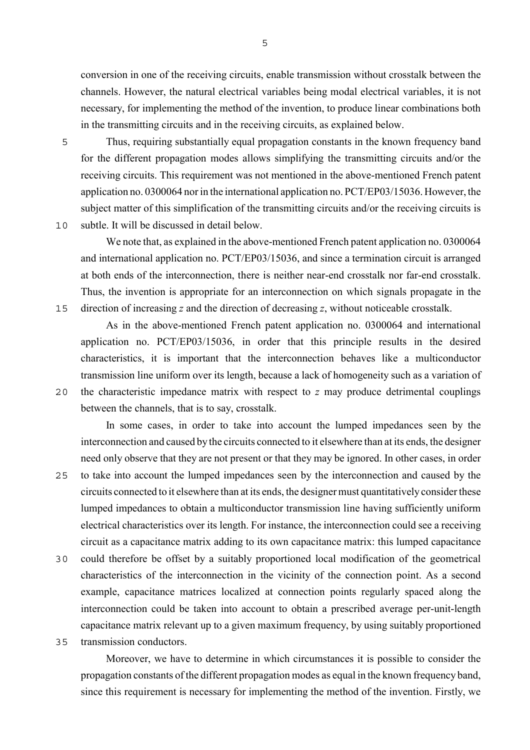conversion in one of the receiving circuits, enable transmission without crosstalk between the channels. However, the natural electrical variables being modal electrical variables, it is not necessary, for implementing the method of the invention, to produce linear combinations both in the transmitting circuits and in the receiving circuits, as explained below.

Thus, requiring substantially equal propagation constants in the known frequency band for the different propagation modes allows simplifying the transmitting circuits and/or the receiving circuits. This requirement was not mentioned in the above-mentioned French patent application no. 0300064 nor in the international application no. PCT/EP03/15036. However, the subject matter of this simplification of the transmitting circuits and/or the receiving circuits is subtle. It will be discussed in detail below.

We note that, as explained in the above-mentioned French patent application no. 0300064 and international application no. PCT/EP03/15036, and since a termination circuit is arranged at both ends of the interconnection, there is neither near-end crosstalk nor far-end crosstalk. Thus, the invention is appropriate for an interconnection on which signals propagate in the direction of increasing $z$ and the direction of decreasing $z$, without noticeable crosstalk.

As in the above-mentioned French patent application no. 0300064 and international application no. PCT/EP03/15036, in order that this principle results in the desired characteristics, it is important that the interconnection behaves like a multiconductor transmission line uniform over its length, because a lack of homogeneity such as a variation of the characteristic impedance matrix with respect to $z$ may produce detrimental couplings between the channels, that is to say, crosstalk.

In some cases, in order to take into account the lumped impedances seen by the interconnection and caused by the circuits connected to it elsewhere than at its ends, the designer need only observe that they are not present or that they may be ignored. In other cases, in order to take into account the lumped impedances seen by the interconnection and caused by the circuits connected to it elsewhere than at its ends, the designer must quantitatively consider these lumped impedances to obtain a multiconductor transmission line having sufficiently uniform electrical characteristics over its length. For instance, the interconnection could see a receiving circuit as a capacitance matrix adding to its own capacitance matrix: this lumped capacitance could therefore be offset by a suitably proportioned local modification of the geometrical characteristics of the interconnection in the vicinity of the connection point. As a second example, capacitance matrices localized at connection points regularly spaced along the interconnection could be taken into account to obtain a prescribed average per-unit-length capacitance matrix relevant up to a given maximum frequency, by using suitably proportioned transmission conductors.

Moreover, we have to determine in which circumstances it is possible to consider the propagation constants of the different propagation modes as equal in the known frequency band, since this requirement is necessary for implementing the method of the invention. Firstly, we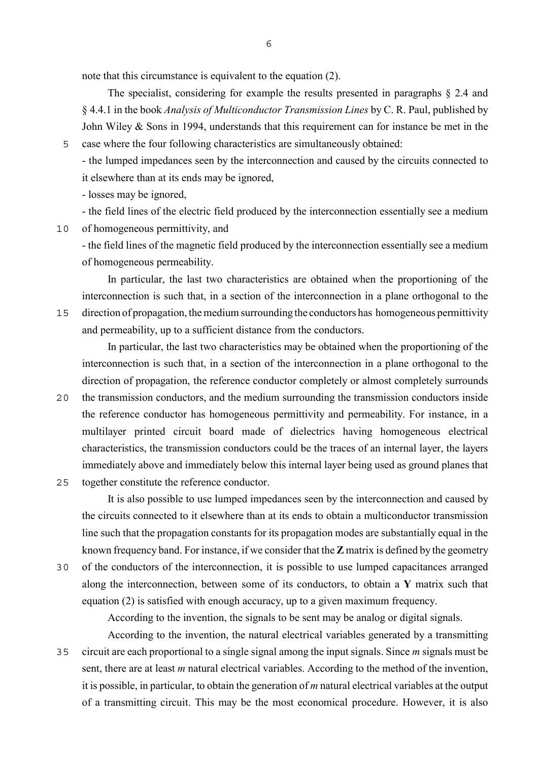note that this circumstance is equivalent to the equation (2).

The specialist, considering for example the results presented in paragraphs § 2.4 and § 4.4.1 in the book *Analysis of Multiconductor Transmission Lines* by C. R. Paul, published by John Wiley & Sons in 1994, understands that this requirement can for instance be met in the case where the four following characteristics are simultaneously obtained:

- the lumped impedances seen by the interconnection and caused by the circuits connected to it elsewhere than at its ends may be ignored,
- losses may be ignored,
- the field lines of the electric field produced by the interconnection essentially see a medium of homogeneous permittivity, and
- the field lines of the magnetic field produced by the interconnection essentially see a medium of homogeneous permeability.

In particular, the last two characteristics are obtained when the proportioning of the interconnection is such that, in a section of the interconnection in a plane orthogonal to the direction of propagation, the medium surrounding the conductors has homogeneous permittivity and permeability, up to a sufficient distance from the conductors.

In particular, the last two characteristics may be obtained when the proportioning of the interconnection is such that, in a section of the interconnection in a plane orthogonal to the direction of propagation, the reference conductor completely or almost completely surrounds the transmission conductors, and the medium surrounding the transmission conductors inside the reference conductor has homogeneous permittivity and permeability. For instance, in a multilayer printed circuit board made of dielectrics having homogeneous electrical characteristics, the transmission conductors could be the traces of an internal layer, the layers immediately above and immediately below this internal layer being used as ground planes that together constitute the reference conductor.

It is also possible to use lumped impedances seen by the interconnection and caused by the circuits connected to it elsewhere than at its ends to obtain a multiconductor transmission line such that the propagation constants for its propagation modes are substantially equal in the known frequency band. For instance, if we consider that the **Z** matrix is defined by the geometry of the conductors of the interconnection, it is possible to use lumped capacitances arranged along the interconnection, between some of its conductors, to obtain a **Y** matrix such that equation (2) is satisfied with enough accuracy, up to a given maximum frequency.

According to the invention, the signals to be sent may be analog or digital signals.

According to the invention, the natural electrical variables generated by a transmitting circuit are each proportional to a single signal among the input signals. Since $m$ signals must be sent, there are at least $m$ natural electrical variables. According to the method of the invention, it is possible, in particular, to obtain the generation of $m$ natural electrical variables at the output of a transmitting circuit. This may be the most economical procedure. However, it is also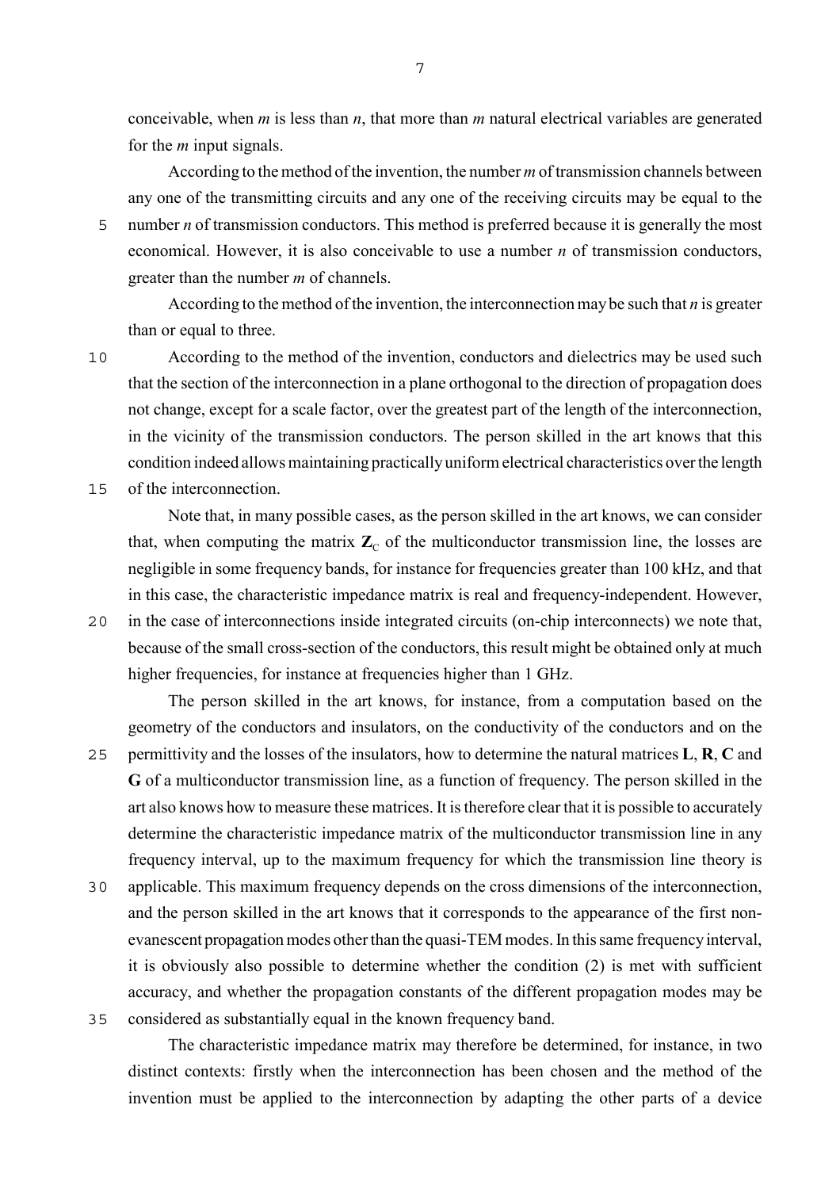conceivable, when $m$ is less than $n$, that more than $m$ natural electrical variables are generated for the $m$ input signals.

According to the method of the invention, the number $m$ of transmission channels between any one of the transmitting circuits and any one of the receiving circuits may be equal to the number $n$ of transmission conductors. This method is preferred because it is generally the most economical. However, it is also conceivable to use a number $n$ of transmission conductors, greater than the number $m$ of channels.

According to the method of the invention, the interconnection may be such that $n$ is greater than or equal to three.

According to the method of the invention, conductors and dielectrics may be used such that the section of the interconnection in a plane orthogonal to the direction of propagation does not change, except for a scale factor, over the greatest part of the length of the interconnection, in the vicinity of the transmission conductors. The person skilled in the art knows that this condition indeed allows maintaining practically uniform electrical characteristics over the length of the interconnection.

Note that, in many possible cases, as the person skilled in the art knows, we can consider that, when computing the matrix $\mathbf{Z}_C$ of the multiconductor transmission line, the losses are negligible in some frequency bands, for instance for frequencies greater than 100 kHz, and that in this case, the characteristic impedance matrix is real and frequency-independent. However, in the case of interconnections inside integrated circuits (on-chip interconnects) we note that, because of the small cross-section of the conductors, this result might be obtained only at much higher frequencies, for instance at frequencies higher than 1 GHz.

The person skilled in the art knows, for instance, from a computation based on the geometry of the conductors and insulators, on the conductivity of the conductors and on the permittivity and the losses of the insulators, how to determine the natural matrices $\mathbf{L}$, $\mathbf{R}$, $\mathbf{C}$ and $\mathbf{G}$ of a multiconductor transmission line, as a function of frequency. The person skilled in the art also knows how to measure these matrices. It is therefore clear that it is possible to accurately determine the characteristic impedance matrix of the multiconductor transmission line in any frequency interval, up to the maximum frequency for which the transmission line theory is applicable. This maximum frequency depends on the cross dimensions of the interconnection, and the person skilled in the art knows that it corresponds to the appearance of the first non-evanescent propagation modes other than the quasi-TEM modes. In this same frequency interval, it is obviously also possible to determine whether the condition (2) is met with sufficient accuracy, and whether the propagation constants of the different propagation modes may be considered as substantially equal in the known frequency band.

The characteristic impedance matrix may therefore be determined, for instance, in two distinct contexts: firstly when the interconnection has been chosen and the method of the invention must be applied to the interconnection by adapting the other parts of a device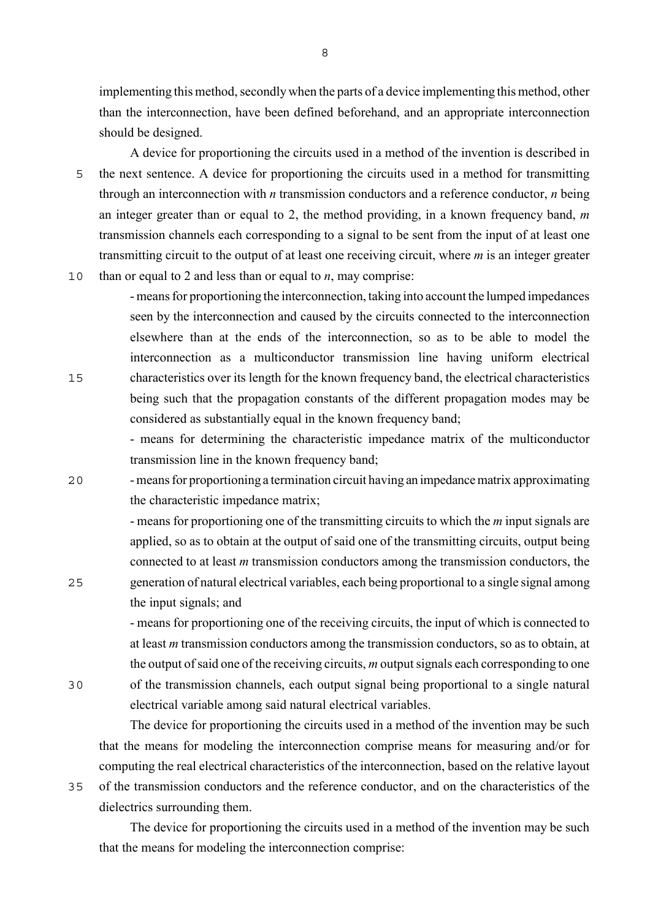implementing this method, secondly when the parts of a device implementing this method, other than the interconnection, have been defined beforehand, and an appropriate interconnection should be designed.

A device for proportioning the circuits used in a method of the invention is described in the next sentence. A device for proportioning the circuits used in a method for transmitting through an interconnection with $n$ transmission conductors and a reference conductor, $n$ being an integer greater than or equal to 2, the method providing, in a known frequency band, $m$ transmission channels each corresponding to a signal to be sent from the input of at least one transmitting circuit to the output of at least one receiving circuit, where $m$ is an integer greater than or equal to 2 and less than or equal to $n$, may comprise:

- means for proportioning the interconnection, taking into account the lumped impedances seen by the interconnection and caused by the circuits connected to the interconnection elsewhere than at the ends of the interconnection, so as to be able to model the interconnection as a multiconductor transmission line having uniform electrical characteristics over its length for the known frequency band, the electrical characteristics being such that the propagation constants of the different propagation modes may be considered as substantially equal in the known frequency band;
- means for determining the characteristic impedance matrix of the multiconductor transmission line in the known frequency band;
- means for proportioning a termination circuit having an impedance matrix approximating the characteristic impedance matrix;
- means for proportioning one of the transmitting circuits to which the $m$ input signals are applied, so as to obtain at the output of said one of the transmitting circuits, output being connected to at least $m$ transmission conductors among the transmission conductors, the generation of natural electrical variables, each being proportional to a single signal among the input signals; and
- means for proportioning one of the receiving circuits, the input of which is connected to at least $m$ transmission conductors among the transmission conductors, so as to obtain, at the output of said one of the receiving circuits, $m$ output signals each corresponding to one of the transmission channels, each output signal being proportional to a single natural electrical variable among said natural electrical variables.

The device for proportioning the circuits used in a method of the invention may be such that the means for modeling the interconnection comprise means for measuring and/or for computing the real electrical characteristics of the interconnection, based on the relative layout of the transmission conductors and the reference conductor, and on the characteristics of the dielectrics surrounding them.

The device for proportioning the circuits used in a method of the invention may be such that the means for modeling the interconnection comprise: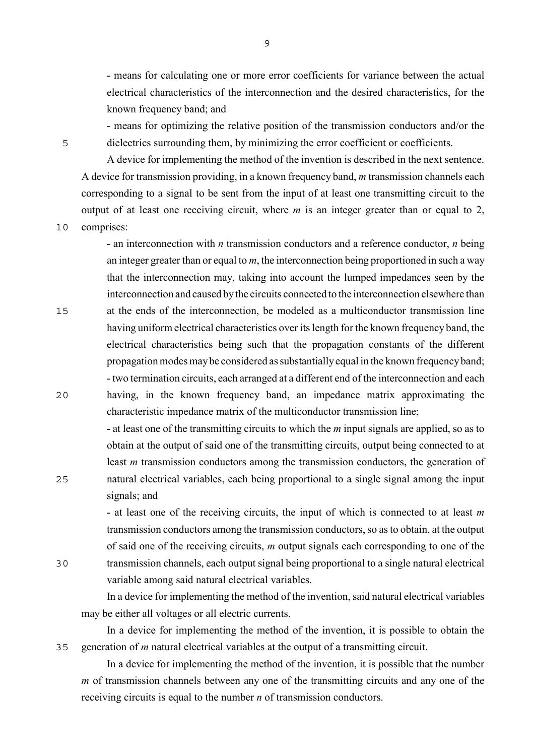- means for calculating one or more error coefficients for variance between the actual electrical characteristics of the interconnection and the desired characteristics, for the known frequency band; and

- means for optimizing the relative position of the transmission conductors and/or the dielectrics surrounding them, by minimizing the error coefficient or coefficients.

A device for implementing the method of the invention is described in the next sentence. A device for transmission providing, in a known frequency band, $m$ transmission channels each corresponding to a signal to be sent from the input of at least one transmitting circuit to the output of at least one receiving circuit, where $m$ is an integer greater than or equal to 2, comprises:

- an interconnection with $n$ transmission conductors and a reference conductor, $n$ being an integer greater than or equal to $m$, the interconnection being proportioned in such a way that the interconnection may, taking into account the lumped impedances seen by the interconnection and caused by the circuits connected to the interconnection elsewhere than at the ends of the interconnection, be modeled as a multiconductor transmission line having uniform electrical characteristics over its length for the known frequency band, the electrical characteristics being such that the propagation constants of the different propagation modes may be considered as substantially equal in the known frequency band;
- two termination circuits, each arranged at a different end of the interconnection and each having, in the known frequency band, an impedance matrix approximating the characteristic impedance matrix of the multiconductor transmission line;
- at least one of the transmitting circuits to which the $m$ input signals are applied, so as to obtain at the output of said one of the transmitting circuits, output being connected to at least $m$ transmission conductors among the transmission conductors, the generation of natural electrical variables, each being proportional to a single signal among the input signals; and
- at least one of the receiving circuits, the input of which is connected to at least $m$ transmission conductors among the transmission conductors, so as to obtain, at the output of said one of the receiving circuits, $m$ output signals each corresponding to one of the transmission channels, each output signal being proportional to a single natural electrical variable among said natural electrical variables.

In a device for implementing the method of the invention, said natural electrical variables may be either all voltages or all electric currents.

In a device for implementing the method of the invention, it is possible to obtain the generation of $m$ natural electrical variables at the output of a transmitting circuit.

In a device for implementing the method of the invention, it is possible that the number $m$ of transmission channels between any one of the transmitting circuits and any one of the receiving circuits is equal to the number $n$ of transmission conductors.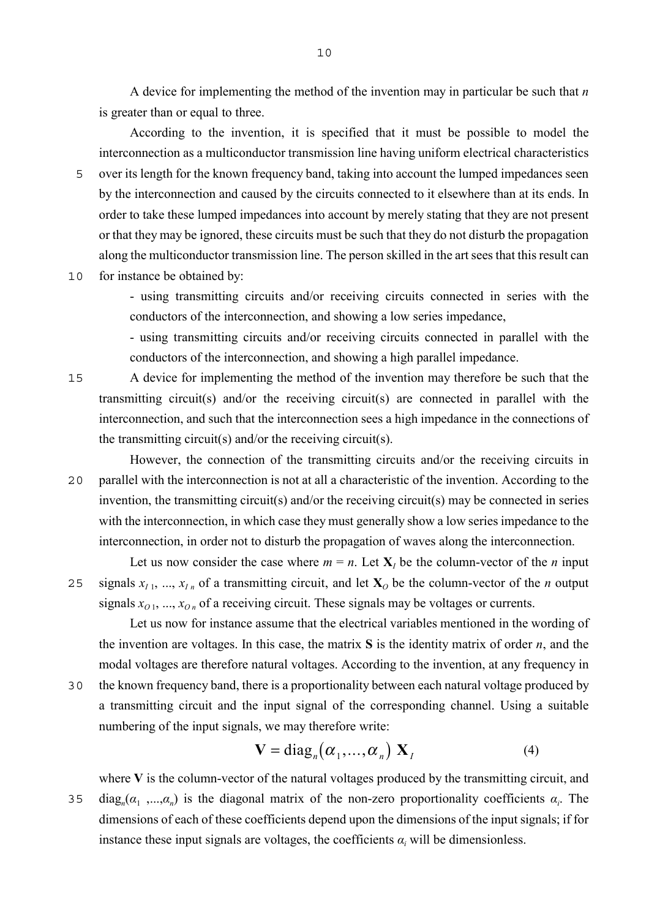A device for implementing the method of the invention may in particular be such that $n$ is greater than or equal to three.

According to the invention, it is specified that it must be possible to model the interconnection as a multiconductor transmission line having uniform electrical characteristics over its length for the known frequency band, taking into account the lumped impedances seen by the interconnection and caused by the circuits connected to it elsewhere than at its ends. In order to take these lumped impedances into account by merely stating that they are not present or that they may be ignored, these circuits must be such that they do not disturb the propagation along the multiconductor transmission line. The person skilled in the art sees that this result can for instance be obtained by:

- using transmitting circuits and/or receiving circuits connected in series with the conductors of the interconnection, and showing a low series impedance,
- using transmitting circuits and/or receiving circuits connected in parallel with the conductors of the interconnection, and showing a high parallel impedance.

A device for implementing the method of the invention may therefore be such that the transmitting circuit(s) and/or the receiving circuit(s) are connected in parallel with the interconnection, and such that the interconnection sees a high impedance in the connections of the transmitting circuit(s) and/or the receiving circuit(s).

However, the connection of the transmitting circuits and/or the receiving circuits in parallel with the interconnection is not at all a characteristic of the invention. According to the invention, the transmitting circuit(s) and/or the receiving circuit(s) may be connected in series with the interconnection, in which case they must generally show a low series impedance to the interconnection, in order not to disturb the propagation of waves along the interconnection.

Let us now consider the case where $m = n$. Let $\mathbf{X}_I$ be the column-vector of the $n$ input signals $x_{I\,1}, ..., x_{I\,n}$ of a transmitting circuit, and let $\mathbf{X}_O$ be the column-vector of the $n$ output signals $x_{O\,1}, ..., x_{O\,n}$ of a receiving circuit. These signals may be voltages or currents.

Let us now for instance assume that the electrical variables mentioned in the wording of the invention are voltages. In this case, the matrix $\mathbf{S}$ is the identity matrix of order $n$, and the modal voltages are therefore natural voltages. According to the invention, at any frequency in the known frequency band, there is a proportionality between each natural voltage produced by a transmitting circuit and the input signal of the corresponding channel. Using a suitable numbering of the input signals, we may therefore write:

$$\mathbf{V} = \mathrm{diag}_n(\alpha_1, ..., \alpha_n)\ \mathbf{X}_I \tag{4}$$

where $\mathbf{V}$ is the column-vector of the natural voltages produced by the transmitting circuit, and $\mathrm{diag}_n(\alpha_1 ,...,\alpha_n)$ is the diagonal matrix of the non-zero proportionality coefficients $\alpha_i$. The dimensions of each of these coefficients depend upon the dimensions of the input signals; if for instance these input signals are voltages, the coefficients $\alpha_i$ will be dimensionless.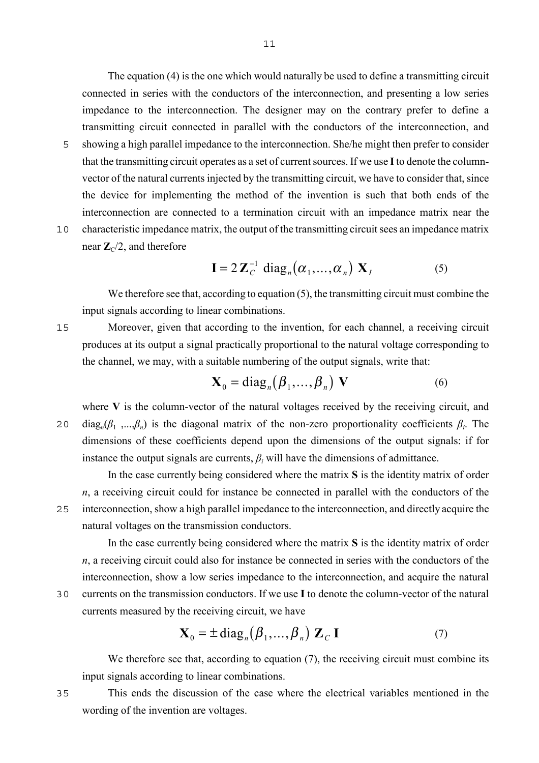The equation (4) is the one which would naturally be used to define a transmitting circuit connected in series with the conductors of the interconnection, and presenting a low series impedance to the interconnection. The designer may on the contrary prefer to define a transmitting circuit connected in parallel with the conductors of the interconnection, and showing a high parallel impedance to the interconnection. She/he might then prefer to consider that the transmitting circuit operates as a set of current sources. If we use **I** to denote the column-vector of the natural currents injected by the transmitting circuit, we have to consider that, since the device for implementing the method of the invention is such that both ends of the interconnection are connected to a termination circuit with an impedance matrix near the characteristic impedance matrix, the output of the transmitting circuit sees an impedance matrix near $\mathbf{Z}_C/2$, and therefore

$$\mathbf{I} = 2\,\mathbf{Z}_C^{-1}\ \mathrm{diag}_n\left(\alpha_1,\ldots,\alpha_n\right)\ \mathbf{X}_I \tag{5}$$

We therefore see that, according to equation (5), the transmitting circuit must combine the input signals according to linear combinations.

Moreover, given that according to the invention, for each channel, a receiving circuit produces at its output a signal practically proportional to the natural voltage corresponding to the channel, we may, with a suitable numbering of the output signals, write that:

$$\mathbf{X}_0 = \mathrm{diag}_n\left(\beta_1,\ldots,\beta_n\right)\ \mathbf{V} \tag{6}$$

where **V** is the column-vector of the natural voltages received by the receiving circuit, and $\mathrm{diag}_n(\beta_1\ ,\ldots,\beta_n)$ is the diagonal matrix of the non-zero proportionality coefficients $\beta_i$. The dimensions of these coefficients depend upon the dimensions of the output signals: if for instance the output signals are currents, $\beta_i$ will have the dimensions of admittance.

In the case currently being considered where the matrix **S** is the identity matrix of order $n$, a receiving circuit could for instance be connected in parallel with the conductors of the interconnection, show a high parallel impedance to the interconnection, and directly acquire the natural voltages on the transmission conductors.

In the case currently being considered where the matrix **S** is the identity matrix of order $n$, a receiving circuit could also for instance be connected in series with the conductors of the interconnection, show a low series impedance to the interconnection, and acquire the natural currents on the transmission conductors. If we use **I** to denote the column-vector of the natural currents measured by the receiving circuit, we have

$$\mathbf{X}_0 = \pm\,\mathrm{diag}_n\left(\beta_1,\ldots,\beta_n\right)\ \mathbf{Z}_C\ \mathbf{I} \tag{7}$$

We therefore see that, according to equation (7), the receiving circuit must combine its input signals according to linear combinations.

This ends the discussion of the case where the electrical variables mentioned in the wording of the invention are voltages.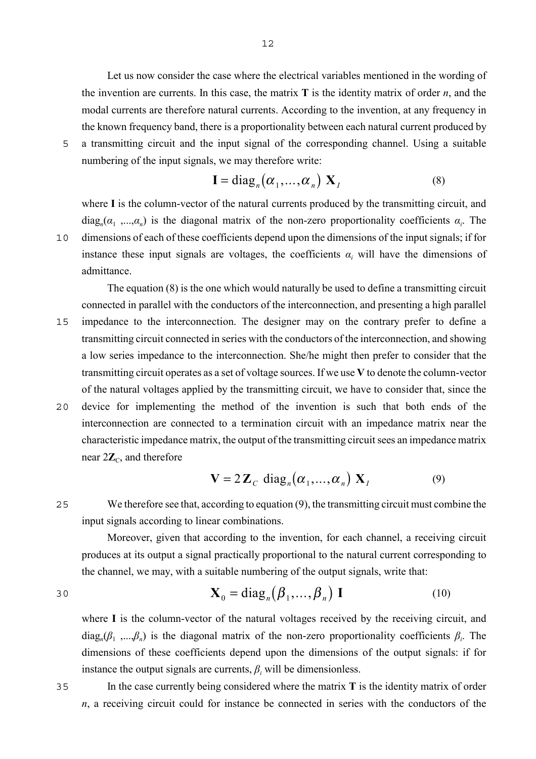Let us now consider the case where the electrical variables mentioned in the wording of the invention are currents. In this case, the matrix **T** is the identity matrix of order $n$, and the modal currents are therefore natural currents. According to the invention, at any frequency in the known frequency band, there is a proportionality between each natural current produced by a transmitting circuit and the input signal of the corresponding channel. Using a suitable numbering of the input signals, we may therefore write:

$$\mathbf{I} = \mathrm{diag}_n(\alpha_1, \ldots, \alpha_n)\ \mathbf{X}_I \tag{8}$$

where **I** is the column-vector of the natural currents produced by the transmitting circuit, and $\mathrm{diag}_n(\alpha_1, \ldots, \alpha_n)$ is the diagonal matrix of the non-zero proportionality coefficients $\alpha_i$. The dimensions of each of these coefficients depend upon the dimensions of the input signals; if for instance these input signals are voltages, the coefficients $\alpha_i$ will have the dimensions of admittance.

The equation (8) is the one which would naturally be used to define a transmitting circuit connected in parallel with the conductors of the interconnection, and presenting a high parallel impedance to the interconnection. The designer may on the contrary prefer to define a transmitting circuit connected in series with the conductors of the interconnection, and showing a low series impedance to the interconnection. She/he might then prefer to consider that the transmitting circuit operates as a set of voltage sources. If we use **V** to denote the column-vector of the natural voltages applied by the transmitting circuit, we have to consider that, since the device for implementing the method of the invention is such that both ends of the interconnection are connected to a termination circuit with an impedance matrix near the characteristic impedance matrix, the output of the transmitting circuit sees an impedance matrix near $2\mathbf{Z}_C$, and therefore

$$\mathbf{V} = 2\,\mathbf{Z}_C\ \mathrm{diag}_n(\alpha_1, \ldots, \alpha_n)\ \mathbf{X}_I \tag{9}$$

We therefore see that, according to equation (9), the transmitting circuit must combine the input signals according to linear combinations.

Moreover, given that according to the invention, for each channel, a receiving circuit produces at its output a signal practically proportional to the natural current corresponding to the channel, we may, with a suitable numbering of the output signals, write that:

$$\mathbf{X}_0 = \mathrm{diag}_n(\beta_1, \ldots, \beta_n)\ \mathbf{I} \tag{10}$$

where **I** is the column-vector of the natural voltages received by the receiving circuit, and $\mathrm{diag}_n(\beta_1, \ldots, \beta_n)$ is the diagonal matrix of the non-zero proportionality coefficients $\beta_i$. The dimensions of these coefficients depend upon the dimensions of the output signals: if for instance the output signals are currents, $\beta_i$ will be dimensionless.

In the case currently being considered where the matrix **T** is the identity matrix of order $n$, a receiving circuit could for instance be connected in series with the conductors of the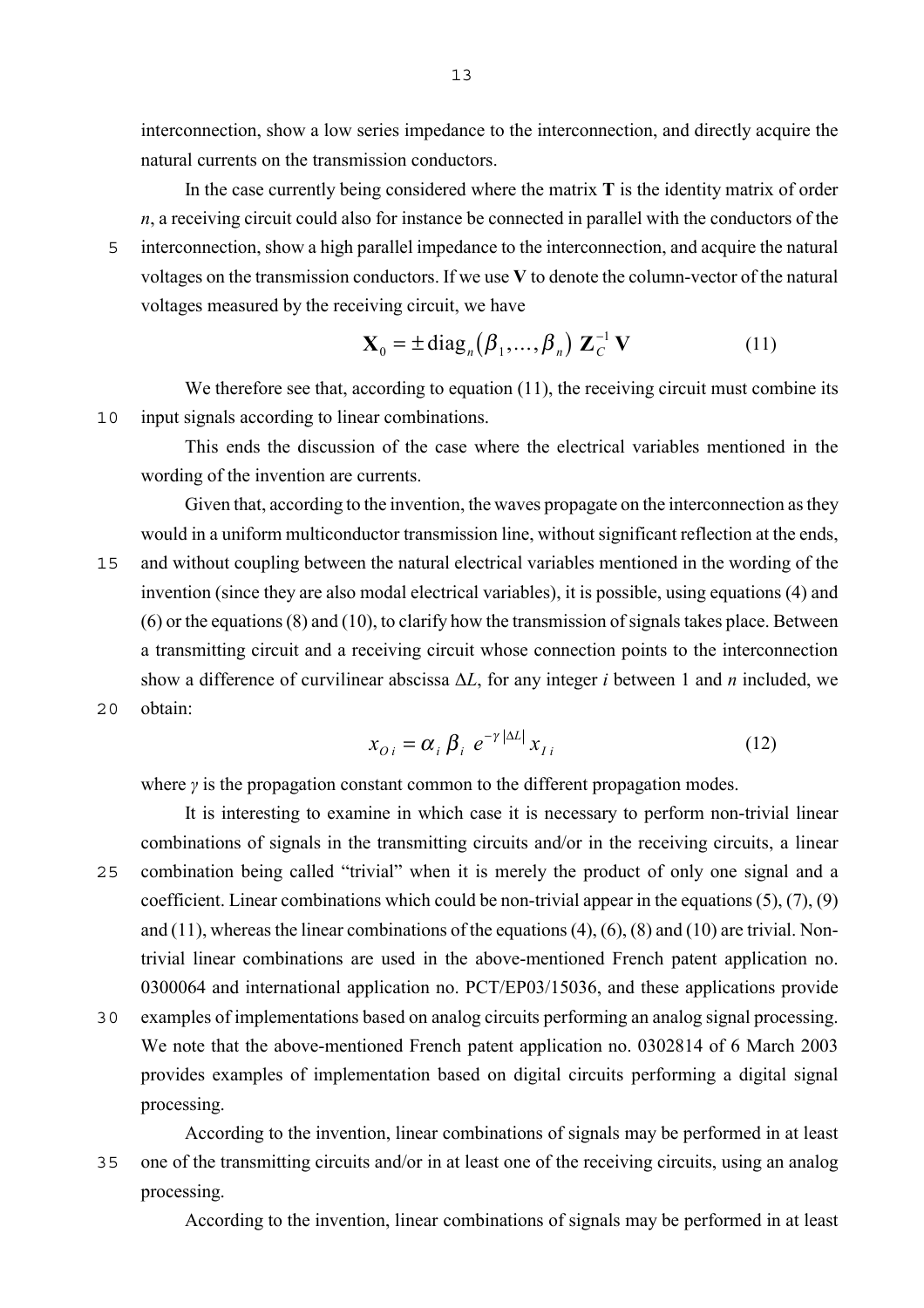interconnection, show a low series impedance to the interconnection, and directly acquire the natural currents on the transmission conductors.

In the case currently being considered where the matrix **T** is the identity matrix of order $n$, a receiving circuit could also for instance be connected in parallel with the conductors of the interconnection, show a high parallel impedance to the interconnection, and acquire the natural voltages on the transmission conductors. If we use **V** to denote the column-vector of the natural voltages measured by the receiving circuit, we have

$$\mathbf{X}_0 = \pm \operatorname{diag}_n(\beta_1, \ldots, \beta_n)\, \mathbf{Z}_C^{-1}\, \mathbf{V} \tag{11}$$

We therefore see that, according to equation (11), the receiving circuit must combine its input signals according to linear combinations.

This ends the discussion of the case where the electrical variables mentioned in the wording of the invention are currents.

Given that, according to the invention, the waves propagate on the interconnection as they would in a uniform multiconductor transmission line, without significant reflection at the ends, and without coupling between the natural electrical variables mentioned in the wording of the invention (since they are also modal electrical variables), it is possible, using equations (4) and (6) or the equations (8) and (10), to clarify how the transmission of signals takes place. Between a transmitting circuit and a receiving circuit whose connection points to the interconnection show a difference of curvilinear abscissa $\Delta L$, for any integer $i$ between 1 and $n$ included, we obtain:

$$x_{O\,i} = \alpha_i\, \beta_i\, e^{-\gamma |\Delta L|}\, x_{I\,i} \tag{12}$$

where $\gamma$ is the propagation constant common to the different propagation modes.

It is interesting to examine in which case it is necessary to perform non-trivial linear combinations of signals in the transmitting circuits and/or in the receiving circuits, a linear combination being called "trivial" when it is merely the product of only one signal and a coefficient. Linear combinations which could be non-trivial appear in the equations (5), (7), (9) and (11), whereas the linear combinations of the equations (4), (6), (8) and (10) are trivial. Non-trivial linear combinations are used in the above-mentioned French patent application no. 0300064 and international application no. PCT/EP03/15036, and these applications provide examples of implementations based on analog circuits performing an analog signal processing. We note that the above-mentioned French patent application no. 0302814 of 6 March 2003 provides examples of implementation based on digital circuits performing a digital signal processing.

According to the invention, linear combinations of signals may be performed in at least one of the transmitting circuits and/or in at least one of the receiving circuits, using an analog processing.

According to the invention, linear combinations of signals may be performed in at least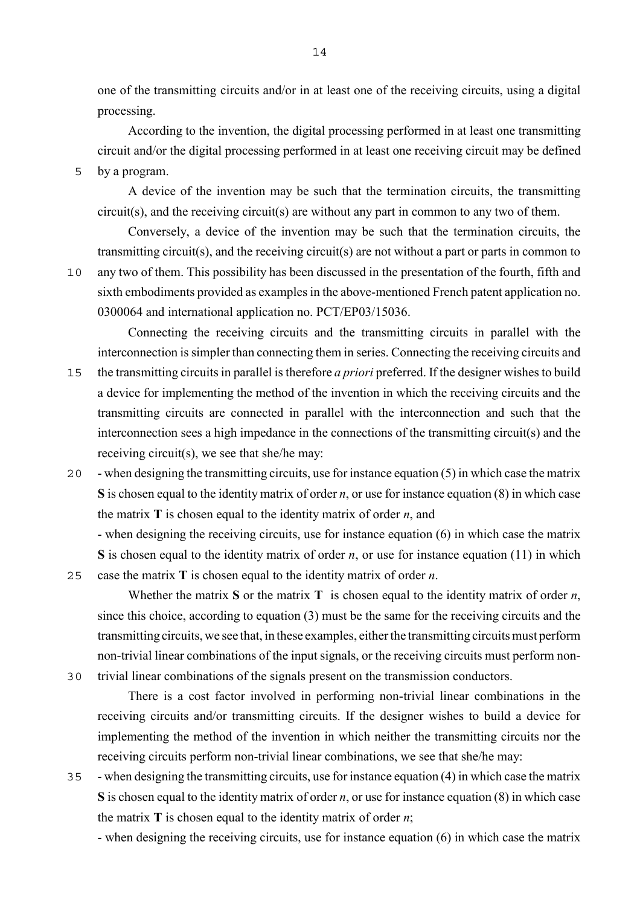one of the transmitting circuits and/or in at least one of the receiving circuits, using a digital processing.

According to the invention, the digital processing performed in at least one transmitting circuit and/or the digital processing performed in at least one receiving circuit may be defined by a program.

A device of the invention may be such that the termination circuits, the transmitting circuit(s), and the receiving circuit(s) are without any part in common to any two of them.

Conversely, a device of the invention may be such that the termination circuits, the transmitting circuit(s), and the receiving circuit(s) are not without a part or parts in common to any two of them. This possibility has been discussed in the presentation of the fourth, fifth and sixth embodiments provided as examples in the above-mentioned French patent application no. 0300064 and international application no. PCT/EP03/15036.

Connecting the receiving circuits and the transmitting circuits in parallel with the interconnection is simpler than connecting them in series. Connecting the receiving circuits and the transmitting circuits in parallel is therefore *a priori* preferred. If the designer wishes to build a device for implementing the method of the invention in which the receiving circuits and the transmitting circuits are connected in parallel with the interconnection and such that the interconnection sees a high impedance in the connections of the transmitting circuit(s) and the receiving circuit(s), we see that she/he may:

- when designing the transmitting circuits, use for instance equation (5) in which case the matrix **S** is chosen equal to the identity matrix of order $n$, or use for instance equation (8) in which case the matrix **T** is chosen equal to the identity matrix of order $n$, and
- when designing the receiving circuits, use for instance equation (6) in which case the matrix **S** is chosen equal to the identity matrix of order $n$, or use for instance equation (11) in which case the matrix **T** is chosen equal to the identity matrix of order $n$.

Whether the matrix **S** or the matrix **T** is chosen equal to the identity matrix of order $n$, since this choice, according to equation (3) must be the same for the receiving circuits and the transmitting circuits, we see that, in these examples, either the transmitting circuits must perform non-trivial linear combinations of the input signals, or the receiving circuits must perform non-trivial linear combinations of the signals present on the transmission conductors.

There is a cost factor involved in performing non-trivial linear combinations in the receiving circuits and/or transmitting circuits. If the designer wishes to build a device for implementing the method of the invention in which neither the transmitting circuits nor the receiving circuits perform non-trivial linear combinations, we see that she/he may:

- when designing the transmitting circuits, use for instance equation (4) in which case the matrix **S** is chosen equal to the identity matrix of order $n$, or use for instance equation (8) in which case the matrix **T** is chosen equal to the identity matrix of order $n$;
- when designing the receiving circuits, use for instance equation (6) in which case the matrix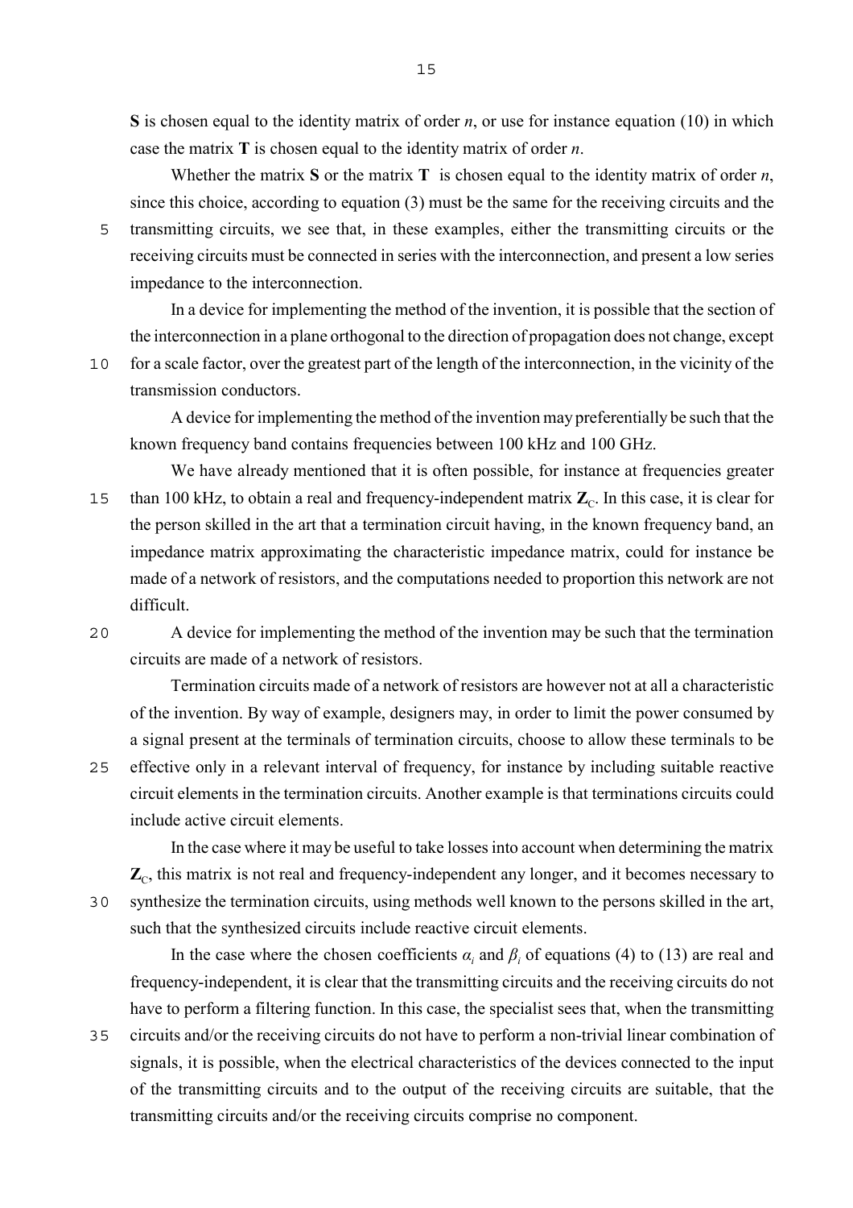**S** is chosen equal to the identity matrix of order *n*, or use for instance equation (10) in which case the matrix **T** is chosen equal to the identity matrix of order *n*.

Whether the matrix **S** or the matrix **T** is chosen equal to the identity matrix of order *n*, since this choice, according to equation (3) must be the same for the receiving circuits and the transmitting circuits, we see that, in these examples, either the transmitting circuits or the receiving circuits must be connected in series with the interconnection, and present a low series impedance to the interconnection.

In a device for implementing the method of the invention, it is possible that the section of the interconnection in a plane orthogonal to the direction of propagation does not change, except for a scale factor, over the greatest part of the length of the interconnection, in the vicinity of the transmission conductors.

A device for implementing the method of the invention may preferentially be such that the known frequency band contains frequencies between 100 kHz and 100 GHz.

We have already mentioned that it is often possible, for instance at frequencies greater than 100 kHz, to obtain a real and frequency-independent matrix $\mathbf{Z}_C$. In this case, it is clear for the person skilled in the art that a termination circuit having, in the known frequency band, an impedance matrix approximating the characteristic impedance matrix, could for instance be made of a network of resistors, and the computations needed to proportion this network are not difficult.

A device for implementing the method of the invention may be such that the termination circuits are made of a network of resistors.

Termination circuits made of a network of resistors are however not at all a characteristic of the invention. By way of example, designers may, in order to limit the power consumed by a signal present at the terminals of termination circuits, choose to allow these terminals to be effective only in a relevant interval of frequency, for instance by including suitable reactive circuit elements in the termination circuits. Another example is that terminations circuits could include active circuit elements.

In the case where it may be useful to take losses into account when determining the matrix $\mathbf{Z}_C$, this matrix is not real and frequency-independent any longer, and it becomes necessary to synthesize the termination circuits, using methods well known to the persons skilled in the art, such that the synthesized circuits include reactive circuit elements.

In the case where the chosen coefficients $\alpha_i$ and $\beta_i$ of equations (4) to (13) are real and frequency-independent, it is clear that the transmitting circuits and the receiving circuits do not have to perform a filtering function. In this case, the specialist sees that, when the transmitting circuits and/or the receiving circuits do not have to perform a non-trivial linear combination of signals, it is possible, when the electrical characteristics of the devices connected to the input of the transmitting circuits and to the output of the receiving circuits are suitable, that the transmitting circuits and/or the receiving circuits comprise no component.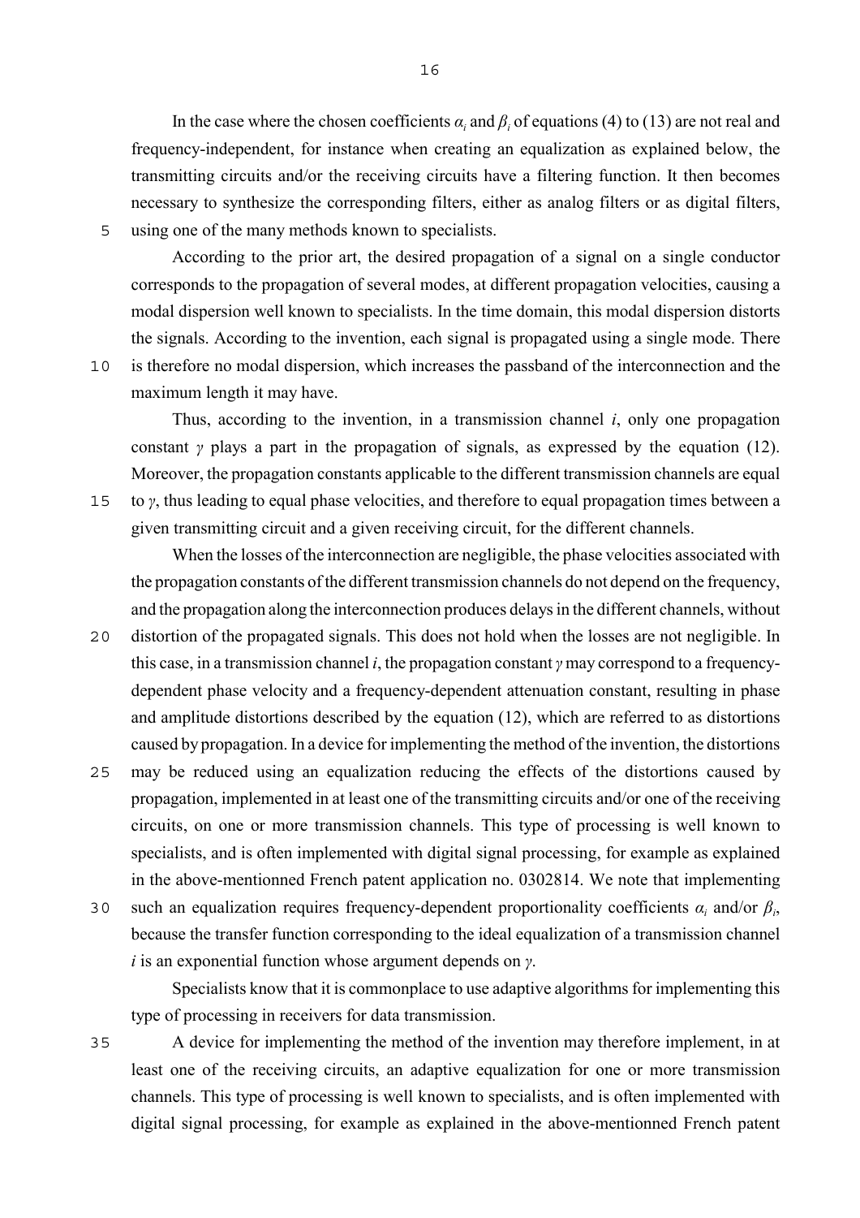In the case where the chosen coefficients $\alpha_i$ and $\beta_i$ of equations (4) to (13) are not real and frequency-independent, for instance when creating an equalization as explained below, the transmitting circuits and/or the receiving circuits have a filtering function. It then becomes necessary to synthesize the corresponding filters, either as analog filters or as digital filters, using one of the many methods known to specialists.

According to the prior art, the desired propagation of a signal on a single conductor corresponds to the propagation of several modes, at different propagation velocities, causing a modal dispersion well known to specialists. In the time domain, this modal dispersion distorts the signals. According to the invention, each signal is propagated using a single mode. There is therefore no modal dispersion, which increases the passband of the interconnection and the maximum length it may have.

Thus, according to the invention, in a transmission channel $i$, only one propagation constant $\gamma$ plays a part in the propagation of signals, as expressed by the equation (12). Moreover, the propagation constants applicable to the different transmission channels are equal to $\gamma$, thus leading to equal phase velocities, and therefore to equal propagation times between a given transmitting circuit and a given receiving circuit, for the different channels.

When the losses of the interconnection are negligible, the phase velocities associated with the propagation constants of the different transmission channels do not depend on the frequency, and the propagation along the interconnection produces delays in the different channels, without distortion of the propagated signals. This does not hold when the losses are not negligible. In this case, in a transmission channel $i$, the propagation constant $\gamma$ may correspond to a frequency-dependent phase velocity and a frequency-dependent attenuation constant, resulting in phase and amplitude distortions described by the equation (12), which are referred to as distortions caused by propagation. In a device for implementing the method of the invention, the distortions may be reduced using an equalization reducing the effects of the distortions caused by propagation, implemented in at least one of the transmitting circuits and/or one of the receiving circuits, on one or more transmission channels. This type of processing is well known to specialists, and is often implemented with digital signal processing, for example as explained in the above-mentionned French patent application no. 0302814. We note that implementing such an equalization requires frequency-dependent proportionality coefficients $\alpha_i$ and/or $\beta_i$, because the transfer function corresponding to the ideal equalization of a transmission channel $i$ is an exponential function whose argument depends on $\gamma$.

Specialists know that it is commonplace to use adaptive algorithms for implementing this type of processing in receivers for data transmission.

A device for implementing the method of the invention may therefore implement, in at least one of the receiving circuits, an adaptive equalization for one or more transmission channels. This type of processing is well known to specialists, and is often implemented with digital signal processing, for example as explained in the above-mentionned French patent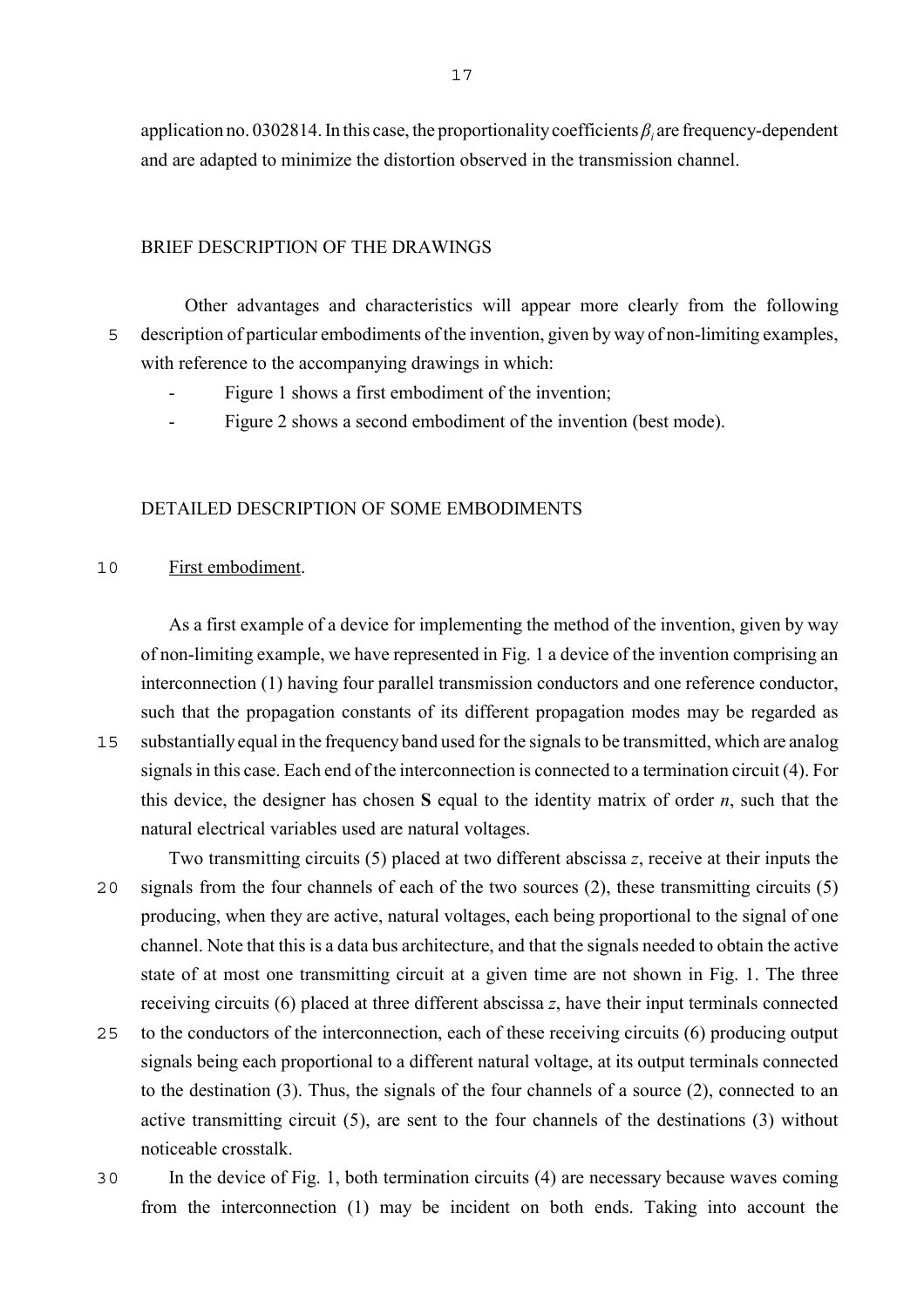application no. 0302814. In this case, the proportionality coefficients $\beta_i$ are frequency-dependent and are adapted to minimize the distortion observed in the transmission channel.

## BRIEF DESCRIPTION OF THE DRAWINGS

Other advantages and characteristics will appear more clearly from the following description of particular embodiments of the invention, given by way of non-limiting examples, with reference to the accompanying drawings in which:

- Figure 1 shows a first embodiment of the invention;
- Figure 2 shows a second embodiment of the invention (best mode).

## DETAILED DESCRIPTION OF SOME EMBODIMENTS

First embodiment.

As a first example of a device for implementing the method of the invention, given by way of non-limiting example, we have represented in Fig. 1 a device of the invention comprising an interconnection (1) having four parallel transmission conductors and one reference conductor, such that the propagation constants of its different propagation modes may be regarded as substantially equal in the frequency band used for the signals to be transmitted, which are analog signals in this case. Each end of the interconnection is connected to a termination circuit (4). For this device, the designer has chosen **S** equal to the identity matrix of order $n$, such that the natural electrical variables used are natural voltages.

Two transmitting circuits (5) placed at two different abscissa $z$, receive at their inputs the signals from the four channels of each of the two sources (2), these transmitting circuits (5) producing, when they are active, natural voltages, each being proportional to the signal of one channel. Note that this is a data bus architecture, and that the signals needed to obtain the active state of at most one transmitting circuit at a given time are not shown in Fig. 1. The three receiving circuits (6) placed at three different abscissa $z$, have their input terminals connected to the conductors of the interconnection, each of these receiving circuits (6) producing output signals being each proportional to a different natural voltage, at its output terminals connected to the destination (3). Thus, the signals of the four channels of a source (2), connected to an active transmitting circuit (5), are sent to the four channels of the destinations (3) without noticeable crosstalk.

In the device of Fig. 1, both termination circuits (4) are necessary because waves coming from the interconnection (1) may be incident on both ends. Taking into account the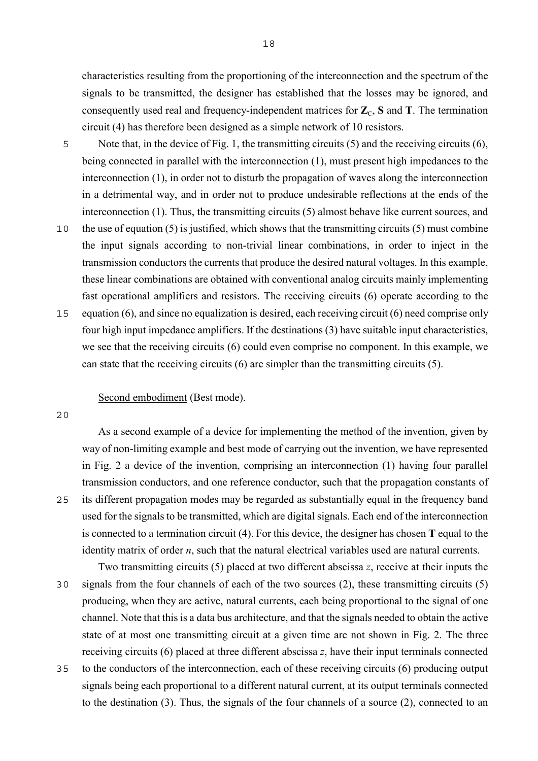characteristics resulting from the proportioning of the interconnection and the spectrum of the signals to be transmitted, the designer has established that the losses may be ignored, and consequently used real and frequency-independent matrices for $\mathbf{Z}_C$, $\mathbf{S}$ and $\mathbf{T}$. The termination circuit (4) has therefore been designed as a simple network of 10 resistors.

Note that, in the device of Fig. 1, the transmitting circuits (5) and the receiving circuits (6), being connected in parallel with the interconnection (1), must present high impedances to the interconnection (1), in order not to disturb the propagation of waves along the interconnection in a detrimental way, and in order not to produce undesirable reflections at the ends of the interconnection (1). Thus, the transmitting circuits (5) almost behave like current sources, and the use of equation (5) is justified, which shows that the transmitting circuits (5) must combine the input signals according to non-trivial linear combinations, in order to inject in the transmission conductors the currents that produce the desired natural voltages. In this example, these linear combinations are obtained with conventional analog circuits mainly implementing fast operational amplifiers and resistors. The receiving circuits (6) operate according to the equation (6), and since no equalization is desired, each receiving circuit (6) need comprise only four high input impedance amplifiers. If the destinations (3) have suitable input characteristics, we see that the receiving circuits (6) could even comprise no component. In this example, we can state that the receiving circuits (6) are simpler than the transmitting circuits (5).

<u>Second embodiment</u> (Best mode).

As a second example of a device for implementing the method of the invention, given by way of non-limiting example and best mode of carrying out the invention, we have represented in Fig. 2 a device of the invention, comprising an interconnection (1) having four parallel transmission conductors, and one reference conductor, such that the propagation constants of its different propagation modes may be regarded as substantially equal in the frequency band used for the signals to be transmitted, which are digital signals. Each end of the interconnection is connected to a termination circuit (4). For this device, the designer has chosen $\mathbf{T}$ equal to the identity matrix of order $n$, such that the natural electrical variables used are natural currents.

Two transmitting circuits (5) placed at two different abscissa $z$, receive at their inputs the signals from the four channels of each of the two sources (2), these transmitting circuits (5) producing, when they are active, natural currents, each being proportional to the signal of one channel. Note that this is a data bus architecture, and that the signals needed to obtain the active state of at most one transmitting circuit at a given time are not shown in Fig. 2. The three receiving circuits (6) placed at three different abscissa $z$, have their input terminals connected to the conductors of the interconnection, each of these receiving circuits (6) producing output signals being each proportional to a different natural current, at its output terminals connected to the destination (3). Thus, the signals of the four channels of a source (2), connected to an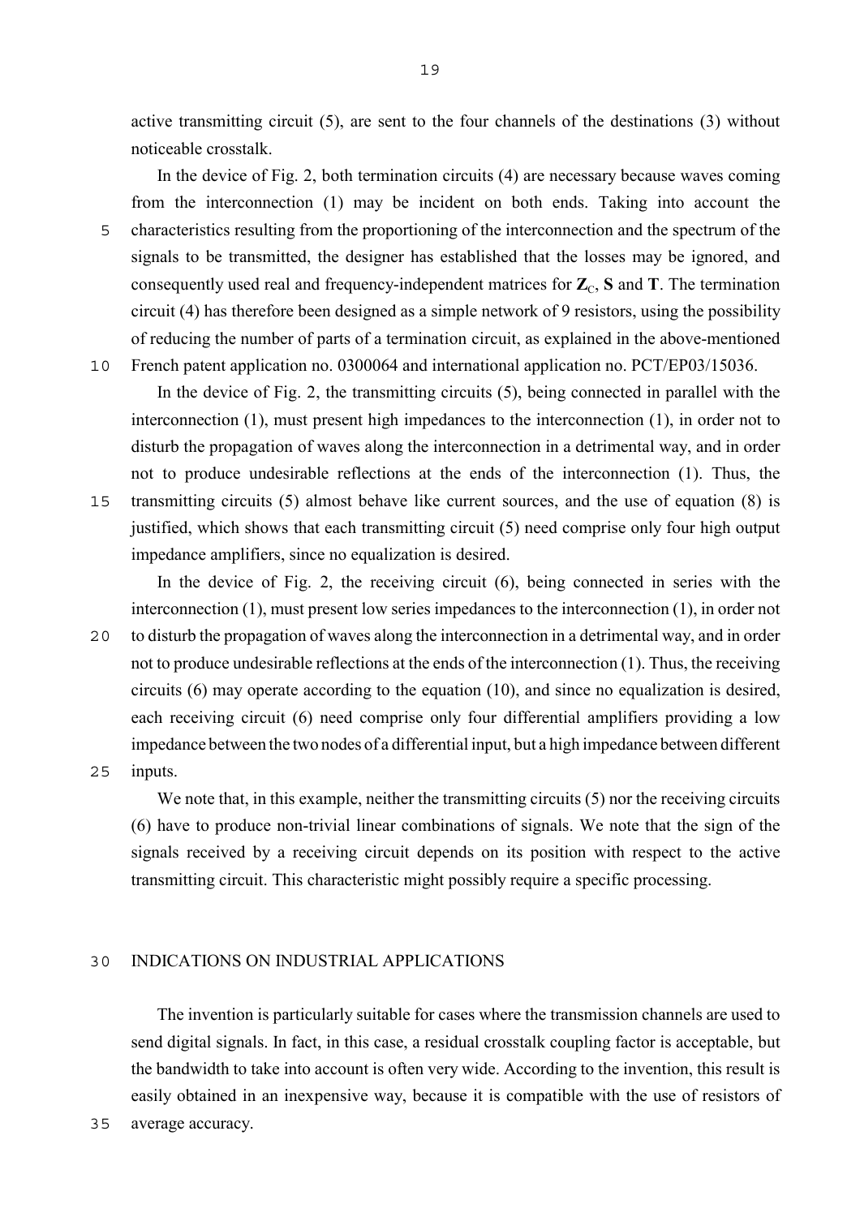active transmitting circuit (5), are sent to the four channels of the destinations (3) without noticeable crosstalk.

In the device of Fig. 2, both termination circuits (4) are necessary because waves coming from the interconnection (1) may be incident on both ends. Taking into account the characteristics resulting from the proportioning of the interconnection and the spectrum of the signals to be transmitted, the designer has established that the losses may be ignored, and consequently used real and frequency-independent matrices for $\mathbf{Z}_C$, $\mathbf{S}$ and $\mathbf{T}$. The termination circuit (4) has therefore been designed as a simple network of 9 resistors, using the possibility of reducing the number of parts of a termination circuit, as explained in the above-mentioned French patent application no. 0300064 and international application no. PCT/EP03/15036.

In the device of Fig. 2, the transmitting circuits (5), being connected in parallel with the interconnection (1), must present high impedances to the interconnection (1), in order not to disturb the propagation of waves along the interconnection in a detrimental way, and in order not to produce undesirable reflections at the ends of the interconnection (1). Thus, the transmitting circuits (5) almost behave like current sources, and the use of equation (8) is justified, which shows that each transmitting circuit (5) need comprise only four high output impedance amplifiers, since no equalization is desired.

In the device of Fig. 2, the receiving circuit (6), being connected in series with the interconnection (1), must present low series impedances to the interconnection (1), in order not to disturb the propagation of waves along the interconnection in a detrimental way, and in order not to produce undesirable reflections at the ends of the interconnection (1). Thus, the receiving circuits (6) may operate according to the equation (10), and since no equalization is desired, each receiving circuit (6) need comprise only four differential amplifiers providing a low impedance between the two nodes of a differential input, but a high impedance between different inputs.

We note that, in this example, neither the transmitting circuits (5) nor the receiving circuits (6) have to produce non-trivial linear combinations of signals. We note that the sign of the signals received by a receiving circuit depends on its position with respect to the active transmitting circuit. This characteristic might possibly require a specific processing.

## INDICATIONS ON INDUSTRIAL APPLICATIONS

The invention is particularly suitable for cases where the transmission channels are used to send digital signals. In fact, in this case, a residual crosstalk coupling factor is acceptable, but the bandwidth to take into account is often very wide. According to the invention, this result is easily obtained in an inexpensive way, because it is compatible with the use of resistors of average accuracy.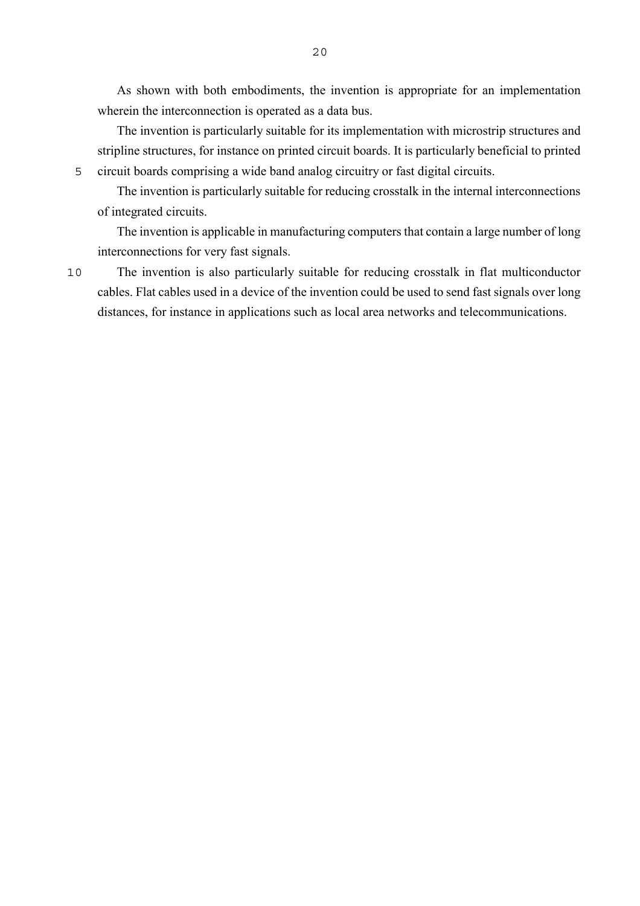As shown with both embodiments, the invention is appropriate for an implementation wherein the interconnection is operated as a data bus.

The invention is particularly suitable for its implementation with microstrip structures and stripline structures, for instance on printed circuit boards. It is particularly beneficial to printed circuit boards comprising a wide band analog circuitry or fast digital circuits.

The invention is particularly suitable for reducing crosstalk in the internal interconnections of integrated circuits.

The invention is applicable in manufacturing computers that contain a large number of long interconnections for very fast signals.

The invention is also particularly suitable for reducing crosstalk in flat multiconductor cables. Flat cables used in a device of the invention could be used to send fast signals over long distances, for instance in applications such as local area networks and telecommunications.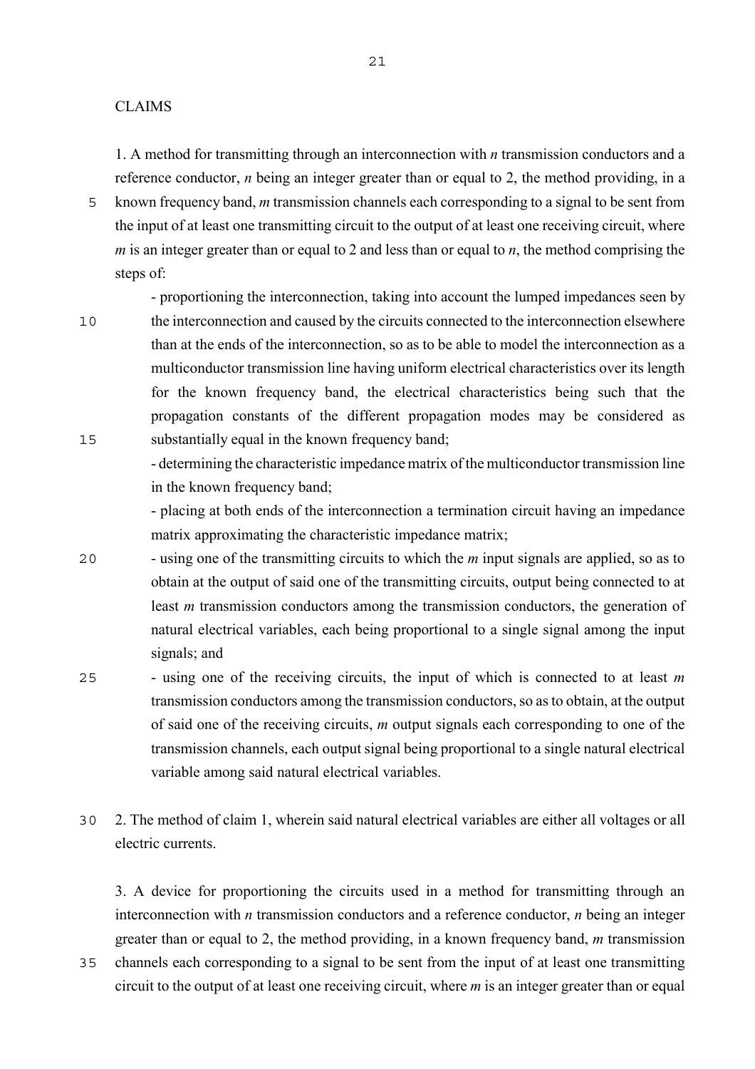CLAIMS

1. A method for transmitting through an interconnection with $n$ transmission conductors and a reference conductor, $n$ being an integer greater than or equal to 2, the method providing, in a known frequency band, $m$ transmission channels each corresponding to a signal to be sent from the input of at least one transmitting circuit to the output of at least one receiving circuit, where $m$ is an integer greater than or equal to 2 and less than or equal to $n$, the method comprising the steps of:

- proportioning the interconnection, taking into account the lumped impedances seen by the interconnection and caused by the circuits connected to the interconnection elsewhere than at the ends of the interconnection, so as to be able to model the interconnection as a multiconductor transmission line having uniform electrical characteristics over its length for the known frequency band, the electrical characteristics being such that the propagation constants of the different propagation modes may be considered as substantially equal in the known frequency band;
- determining the characteristic impedance matrix of the multiconductor transmission line in the known frequency band;
- placing at both ends of the interconnection a termination circuit having an impedance matrix approximating the characteristic impedance matrix;
- using one of the transmitting circuits to which the $m$ input signals are applied, so as to obtain at the output of said one of the transmitting circuits, output being connected to at least $m$ transmission conductors among the transmission conductors, the generation of natural electrical variables, each being proportional to a single signal among the input signals; and
- using one of the receiving circuits, the input of which is connected to at least $m$ transmission conductors among the transmission conductors, so as to obtain, at the output of said one of the receiving circuits, $m$ output signals each corresponding to one of the transmission channels, each output signal being proportional to a single natural electrical variable among said natural electrical variables.

2. The method of claim 1, wherein said natural electrical variables are either all voltages or all electric currents.

3. A device for proportioning the circuits used in a method for transmitting through an interconnection with $n$ transmission conductors and a reference conductor, $n$ being an integer greater than or equal to 2, the method providing, in a known frequency band, $m$ transmission channels each corresponding to a signal to be sent from the input of at least one transmitting circuit to the output of at least one receiving circuit, where $m$ is an integer greater than or equal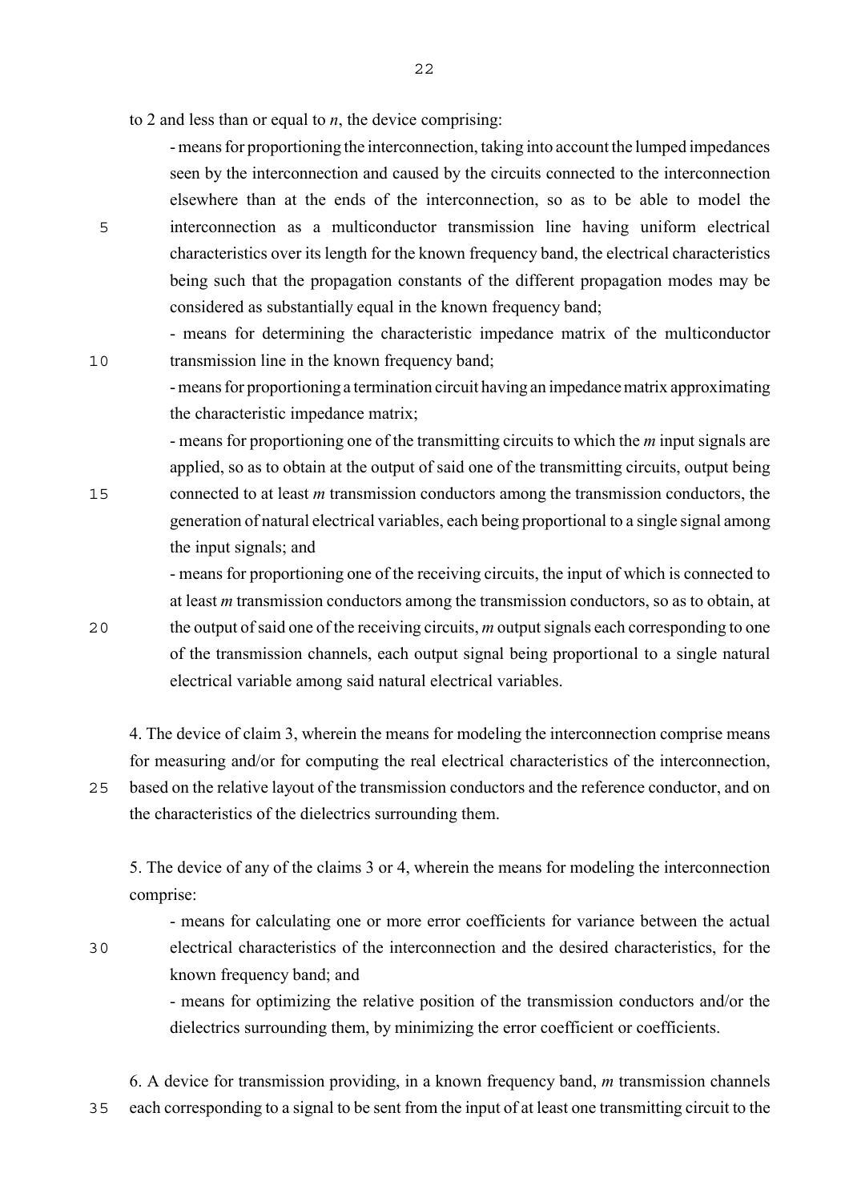to 2 and less than or equal to $n$, the device comprising:

- means for proportioning the interconnection, taking into account the lumped impedances seen by the interconnection and caused by the circuits connected to the interconnection elsewhere than at the ends of the interconnection, so as to be able to model the interconnection as a multiconductor transmission line having uniform electrical characteristics over its length for the known frequency band, the electrical characteristics being such that the propagation constants of the different propagation modes may be considered as substantially equal in the known frequency band;
- means for determining the characteristic impedance matrix of the multiconductor transmission line in the known frequency band;
- means for proportioning a termination circuit having an impedance matrix approximating the characteristic impedance matrix;
- means for proportioning one of the transmitting circuits to which the $m$ input signals are applied, so as to obtain at the output of said one of the transmitting circuits, output being connected to at least $m$ transmission conductors among the transmission conductors, the generation of natural electrical variables, each being proportional to a single signal among the input signals; and
- means for proportioning one of the receiving circuits, the input of which is connected to at least $m$ transmission conductors among the transmission conductors, so as to obtain, at the output of said one of the receiving circuits, $m$ output signals each corresponding to one of the transmission channels, each output signal being proportional to a single natural electrical variable among said natural electrical variables.

4. The device of claim 3, wherein the means for modeling the interconnection comprise means for measuring and/or for computing the real electrical characteristics of the interconnection, based on the relative layout of the transmission conductors and the reference conductor, and on the characteristics of the dielectrics surrounding them.

5. The device of any of the claims 3 or 4, wherein the means for modeling the interconnection comprise:

- means for calculating one or more error coefficients for variance between the actual electrical characteristics of the interconnection and the desired characteristics, for the known frequency band; and
- means for optimizing the relative position of the transmission conductors and/or the dielectrics surrounding them, by minimizing the error coefficient or coefficients.

6. A device for transmission providing, in a known frequency band, $m$ transmission channels each corresponding to a signal to be sent from the input of at least one transmitting circuit to the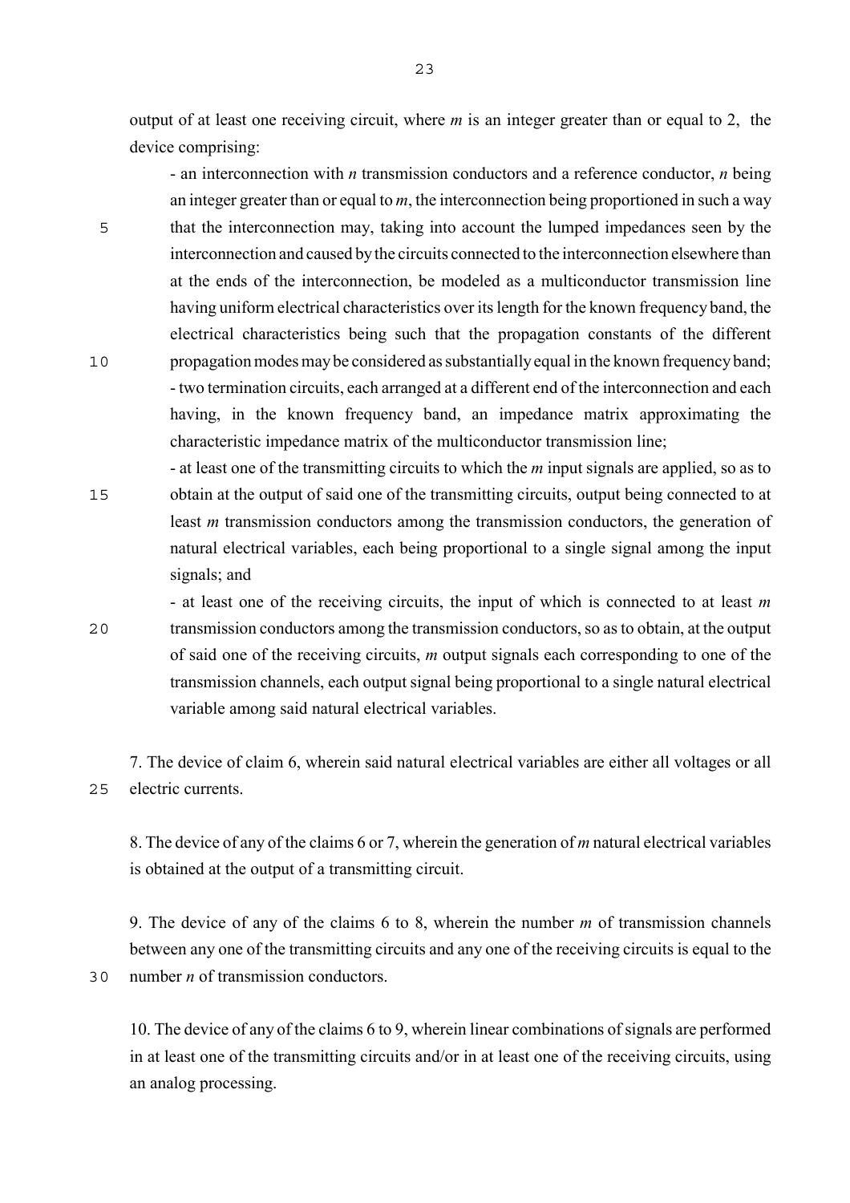output of at least one receiving circuit, where $m$ is an integer greater than or equal to 2, the device comprising:

- an interconnection with $n$ transmission conductors and a reference conductor, $n$ being an integer greater than or equal to $m$, the interconnection being proportioned in such a way that the interconnection may, taking into account the lumped impedances seen by the interconnection and caused by the circuits connected to the interconnection elsewhere than at the ends of the interconnection, be modeled as a multiconductor transmission line having uniform electrical characteristics over its length for the known frequency band, the electrical characteristics being such that the propagation constants of the different propagation modes may be considered as substantially equal in the known frequency band;
- two termination circuits, each arranged at a different end of the interconnection and each having, in the known frequency band, an impedance matrix approximating the characteristic impedance matrix of the multiconductor transmission line;
- at least one of the transmitting circuits to which the $m$ input signals are applied, so as to obtain at the output of said one of the transmitting circuits, output being connected to at least $m$ transmission conductors among the transmission conductors, the generation of natural electrical variables, each being proportional to a single signal among the input signals; and
- at least one of the receiving circuits, the input of which is connected to at least $m$ transmission conductors among the transmission conductors, so as to obtain, at the output of said one of the receiving circuits, $m$ output signals each corresponding to one of the transmission channels, each output signal being proportional to a single natural electrical variable among said natural electrical variables.

7. The device of claim 6, wherein said natural electrical variables are either all voltages or all electric currents.

8. The device of any of the claims 6 or 7, wherein the generation of $m$ natural electrical variables is obtained at the output of a transmitting circuit.

9. The device of any of the claims 6 to 8, wherein the number $m$ of transmission channels between any one of the transmitting circuits and any one of the receiving circuits is equal to the number $n$ of transmission conductors.

10. The device of any of the claims 6 to 9, wherein linear combinations of signals are performed in at least one of the transmitting circuits and/or in at least one of the receiving circuits, using an analog processing.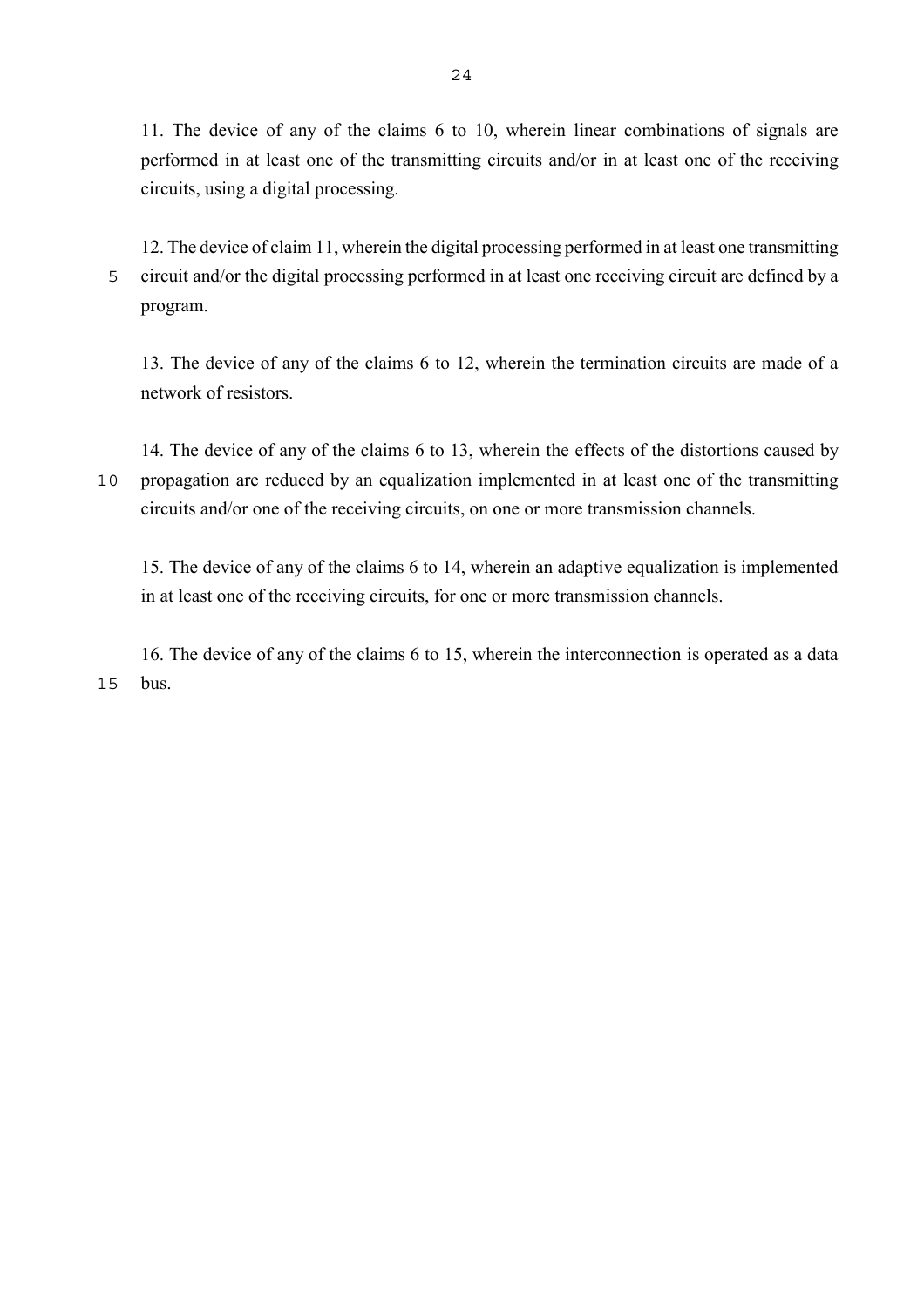11. The device of any of the claims 6 to 10, wherein linear combinations of signals are performed in at least one of the transmitting circuits and/or in at least one of the receiving circuits, using a digital processing.

12. The device of claim 11, wherein the digital processing performed in at least one transmitting circuit and/or the digital processing performed in at least one receiving circuit are defined by a program.

13. The device of any of the claims 6 to 12, wherein the termination circuits are made of a network of resistors.

14. The device of any of the claims 6 to 13, wherein the effects of the distortions caused by propagation are reduced by an equalization implemented in at least one of the transmitting circuits and/or one of the receiving circuits, on one or more transmission channels.

15. The device of any of the claims 6 to 14, wherein an adaptive equalization is implemented in at least one of the receiving circuits, for one or more transmission channels.

16. The device of any of the claims 6 to 15, wherein the interconnection is operated as a data bus.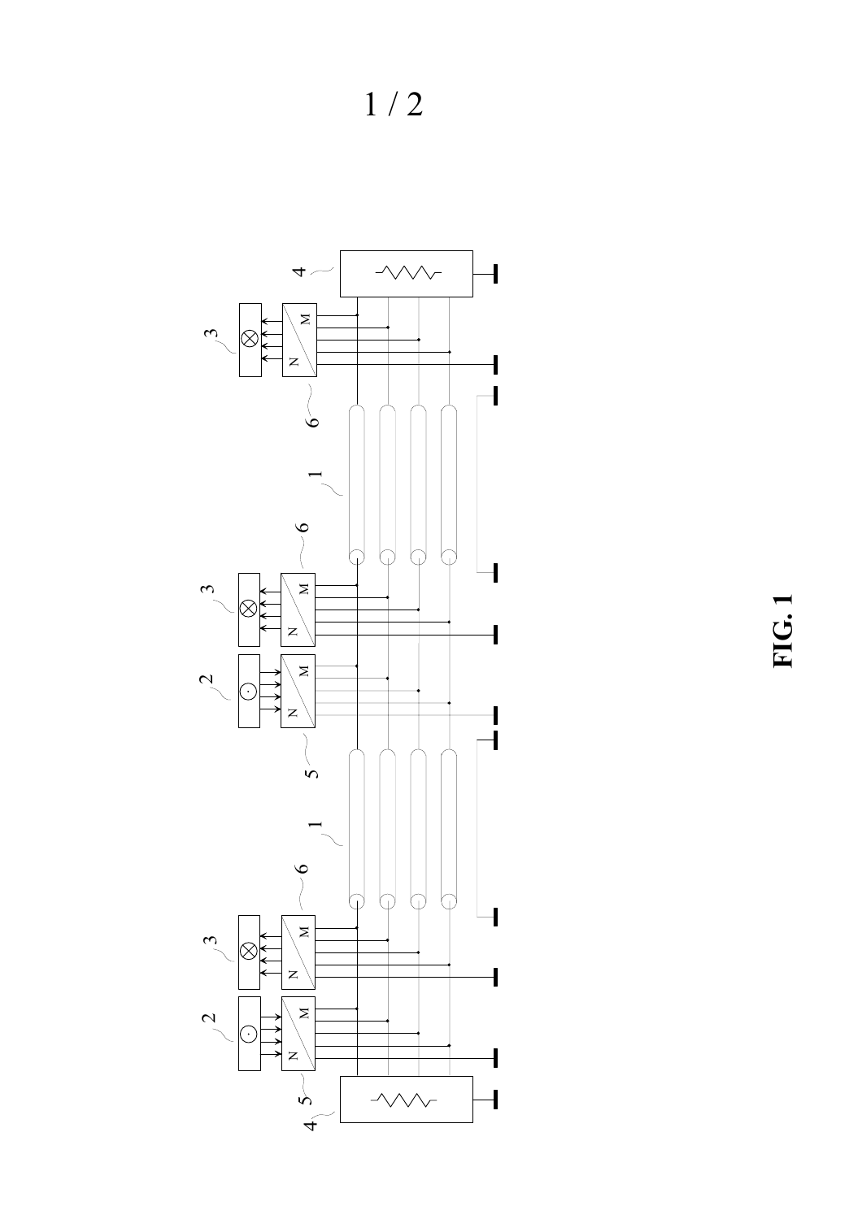**FIG. 1**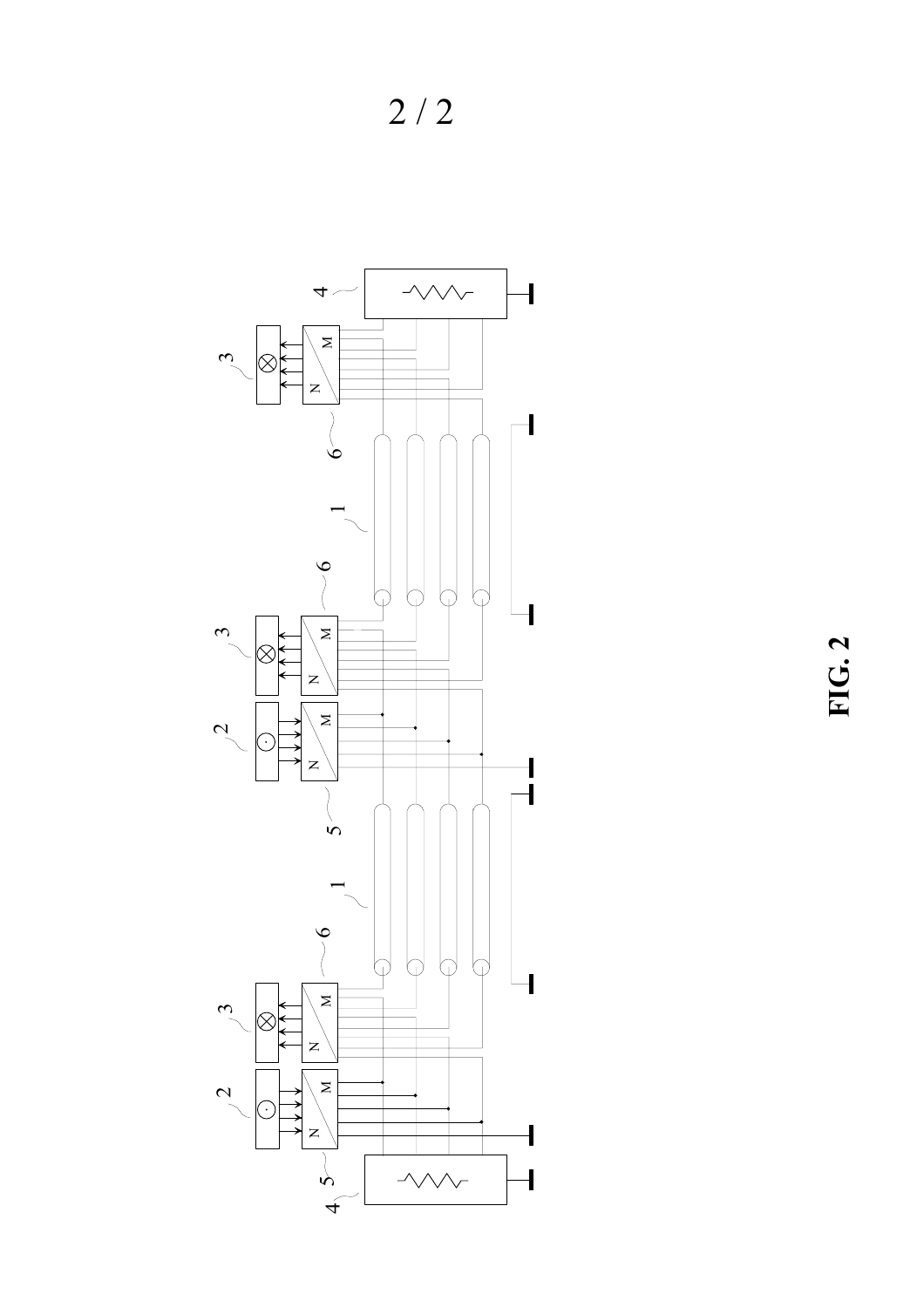2
3
N
M
5
4
6
1
FIG. 2